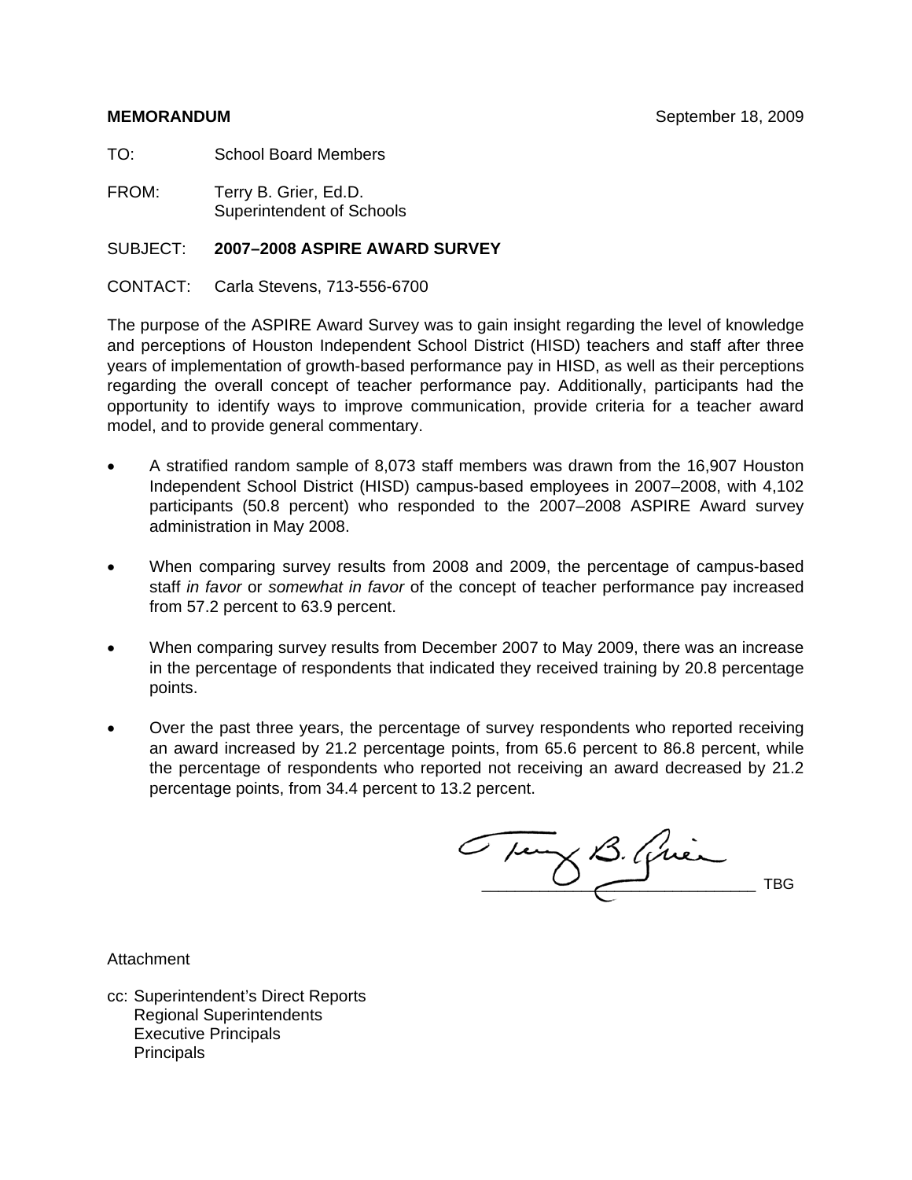**MEMORANDUM** September 18, 2009

TO: School Board Members

FROM: Terry B. Grier, Ed.D.
Superintendent of Schools

SUBJECT: **2007–2008 ASPIRE AWARD SURVEY**

CONTACT: Carla Stevens, 713-556-6700

The purpose of the ASPIRE Award Survey was to gain insight regarding the level of knowledge and perceptions of Houston Independent School District (HISD) teachers and staff after three years of implementation of growth-based performance pay in HISD, as well as their perceptions regarding the overall concept of teacher performance pay. Additionally, participants had the opportunity to identify ways to improve communication, provide criteria for a teacher award model, and to provide general commentary.

- A stratified random sample of 8,073 staff members was drawn from the 16,907 Houston Independent School District (HISD) campus-based employees in 2007–2008, with 4,102 participants (50.8 percent) who responded to the 2007–2008 ASPIRE Award survey administration in May 2008.
- When comparing survey results from 2008 and 2009, the percentage of campus-based staff *in favor* or *somewhat in favor* of the concept of teacher performance pay increased from 57.2 percent to 63.9 percent.
- When comparing survey results from December 2007 to May 2009, there was an increase in the percentage of respondents that indicated they received training by 20.8 percentage points.
- Over the past three years, the percentage of survey respondents who reported receiving an award increased by 21.2 percentage points, from 65.6 percent to 86.8 percent, while the percentage of respondents who reported not receiving an award decreased by 21.2 percentage points, from 34.4 percent to 13.2 percent.

_______________________________ TBG

Attachment

cc: Superintendent's Direct Reports
Regional Superintendents
Executive Principals
Principals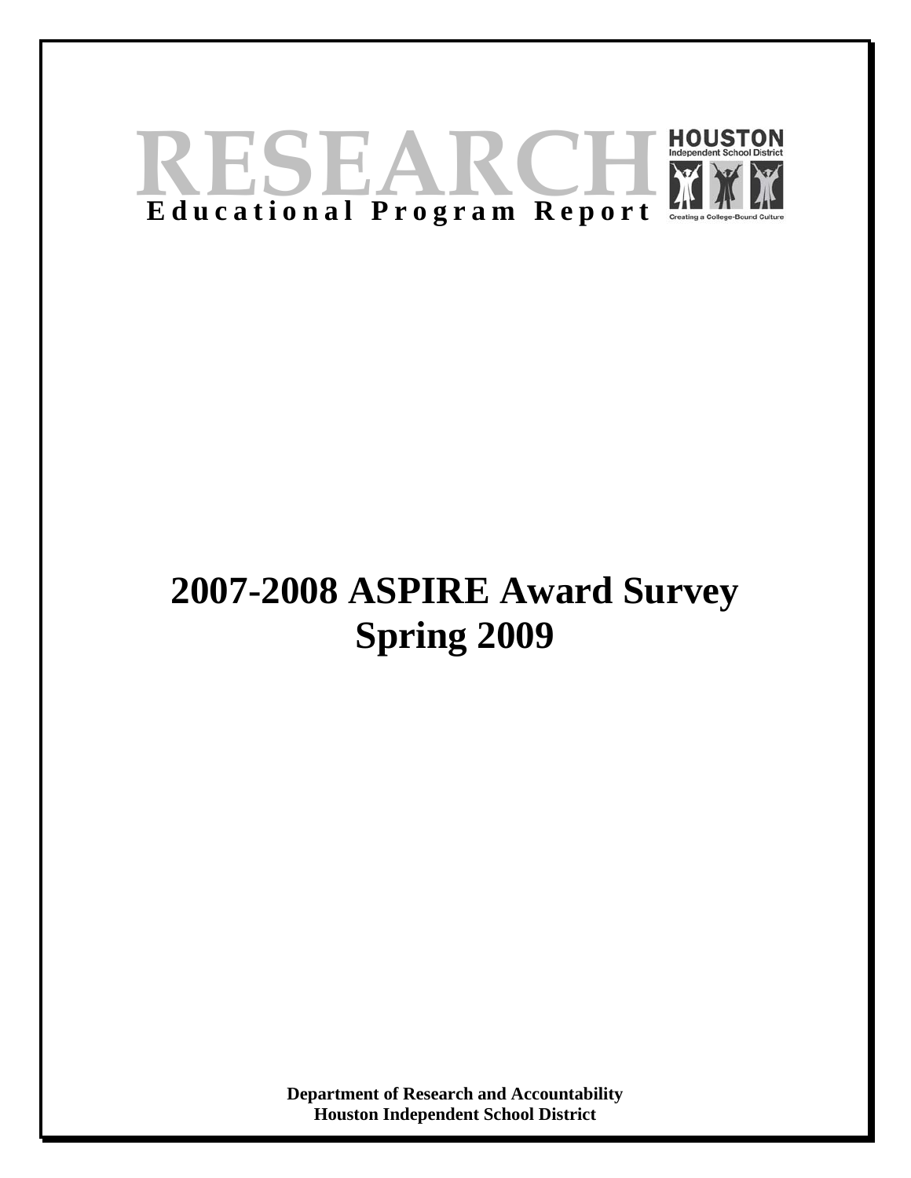# RESEARCH

**Educational Program Report**

HOUSTON Independent School District

Creating a College-Bound Culture

# 2007-2008 ASPIRE Award Survey Spring 2009

**Department of Research and Accountability**
**Houston Independent School District**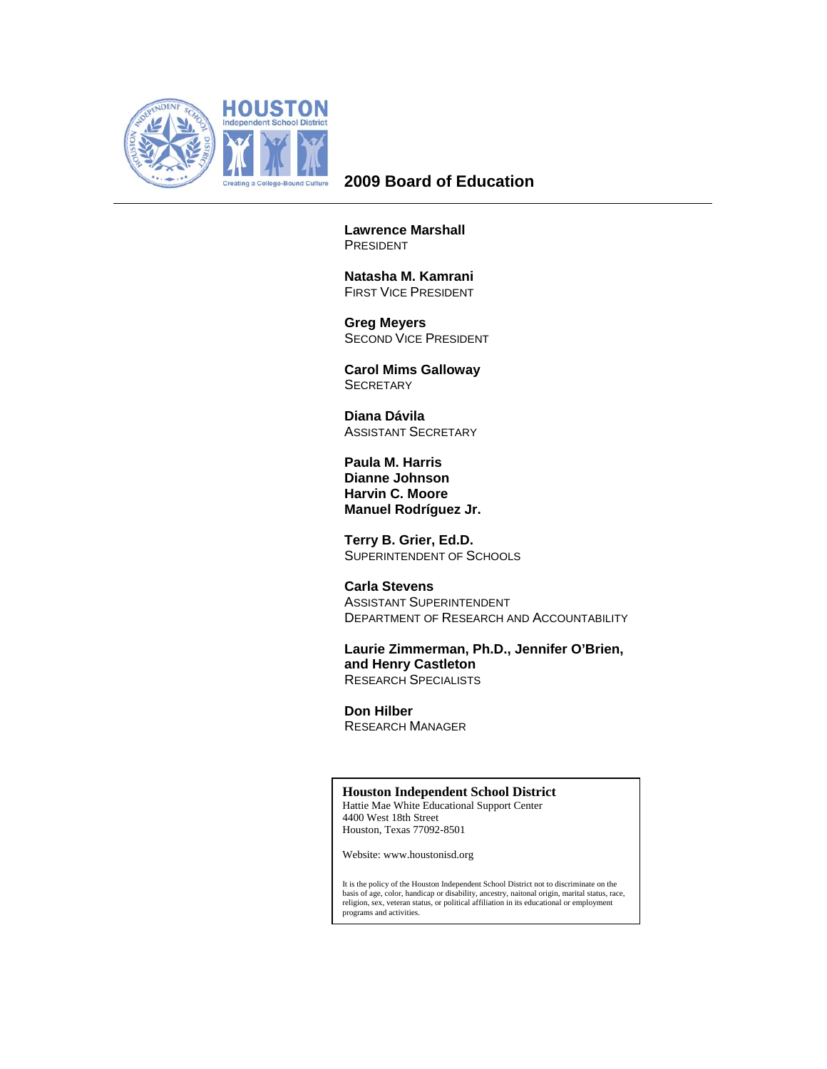# 2009 Board of Education

**Lawrence Marshall**
President

**Natasha M. Kamrani**
First Vice President

**Greg Meyers**
Second Vice President

**Carol Mims Galloway**
Secretary

**Diana Dávila**
Assistant Secretary

**Paula M. Harris**
**Dianne Johnson**
**Harvin C. Moore**
**Manuel Rodríguez Jr.**

**Terry B. Grier, Ed.D.**
Superintendent of Schools

**Carla Stevens**
Assistant Superintendent
Department of Research and Accountability

**Laurie Zimmerman, Ph.D., Jennifer O'Brien, and Henry Castleton**
Research Specialists

**Don Hilber**
Research Manager

**Houston Independent School District**
Hattie Mae White Educational Support Center
4400 West 18th Street
Houston, Texas 77092-8501

Website: www.houstonisd.org

It is the policy of the Houston Independent School District not to discriminate on the basis of age, color, handicap or disability, ancestry, naitonal origin, marital status, race, religion, sex, veteran status, or political affiliation in its educational or employment programs and activities.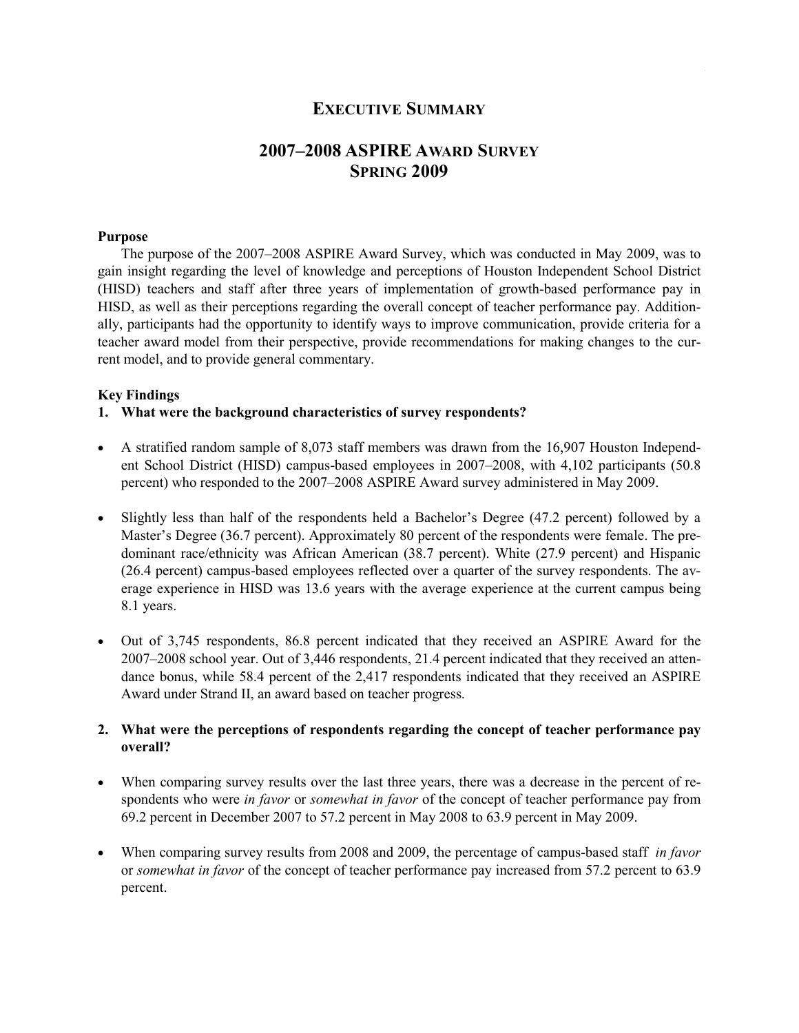# Executive Summary

## 2007–2008 ASPIRE Award Survey Spring 2009

**Purpose**

The purpose of the 2007–2008 ASPIRE Award Survey, which was conducted in May 2009, was to gain insight regarding the level of knowledge and perceptions of Houston Independent School District (HISD) teachers and staff after three years of implementation of growth-based performance pay in HISD, as well as their perceptions regarding the overall concept of teacher performance pay. Additionally, participants had the opportunity to identify ways to improve communication, provide criteria for a teacher award model from their perspective, provide recommendations for making changes to the current model, and to provide general commentary.

**Key Findings**

**1. What were the background characteristics of survey respondents?**

- A stratified random sample of 8,073 staff members was drawn from the 16,907 Houston Independent School District (HISD) campus-based employees in 2007–2008, with 4,102 participants (50.8 percent) who responded to the 2007–2008 ASPIRE Award survey administered in May 2009.
- Slightly less than half of the respondents held a Bachelor's Degree (47.2 percent) followed by a Master's Degree (36.7 percent). Approximately 80 percent of the respondents were female. The predominant race/ethnicity was African American (38.7 percent). White (27.9 percent) and Hispanic (26.4 percent) campus-based employees reflected over a quarter of the survey respondents. The average experience in HISD was 13.6 years with the average experience at the current campus being 8.1 years.
- Out of 3,745 respondents, 86.8 percent indicated that they received an ASPIRE Award for the 2007–2008 school year. Out of 3,446 respondents, 21.4 percent indicated that they received an attendance bonus, while 58.4 percent of the 2,417 respondents indicated that they received an ASPIRE Award under Strand II, an award based on teacher progress.

**2. What were the perceptions of respondents regarding the concept of teacher performance pay overall?**

- When comparing survey results over the last three years, there was a decrease in the percent of respondents who were *in favor* or *somewhat in favor* of the concept of teacher performance pay from 69.2 percent in December 2007 to 57.2 percent in May 2008 to 63.9 percent in May 2009.
- When comparing survey results from 2008 and 2009, the percentage of campus-based staff *in favor* or *somewhat in favor* of the concept of teacher performance pay increased from 57.2 percent to 63.9 percent.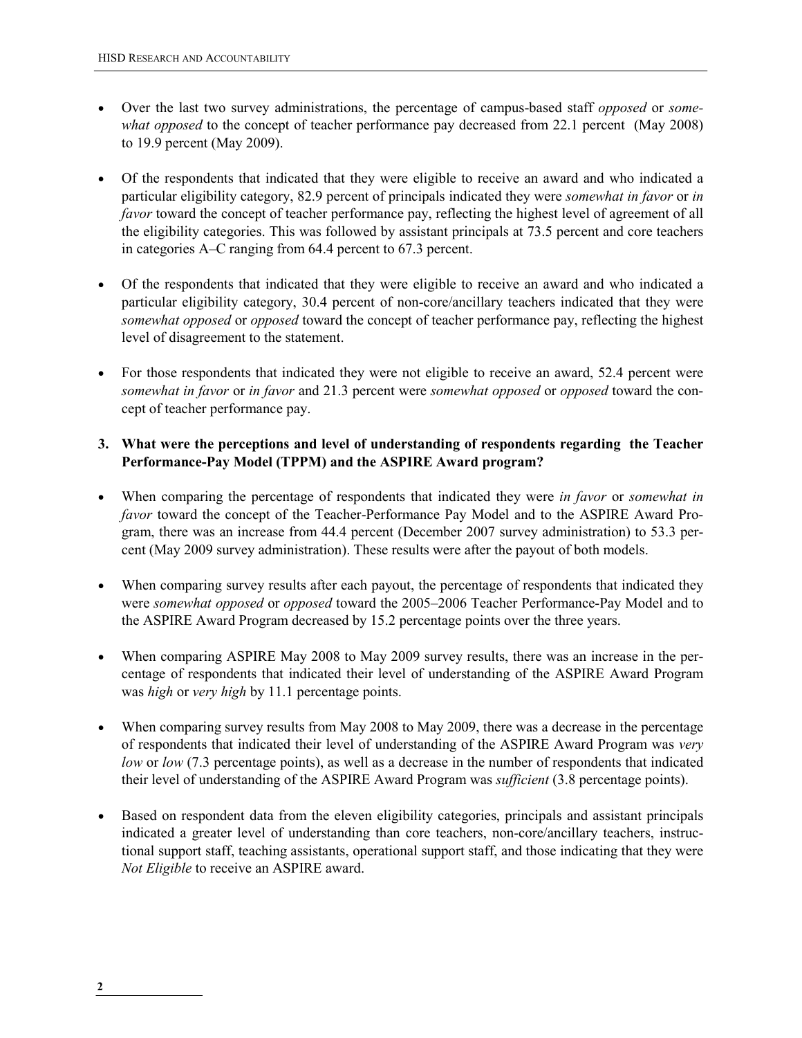- Over the last two survey administrations, the percentage of campus-based staff *opposed* or *somewhat opposed* to the concept of teacher performance pay decreased from 22.1 percent (May 2008) to 19.9 percent (May 2009).

- Of the respondents that indicated that they were eligible to receive an award and who indicated a particular eligibility category, 82.9 percent of principals indicated they were *somewhat in favor* or *in favor* toward the concept of teacher performance pay, reflecting the highest level of agreement of all the eligibility categories. This was followed by assistant principals at 73.5 percent and core teachers in categories A–C ranging from 64.4 percent to 67.3 percent.

- Of the respondents that indicated that they were eligible to receive an award and who indicated a particular eligibility category, 30.4 percent of non-core/ancillary teachers indicated that they were *somewhat opposed* or *opposed* toward the concept of teacher performance pay, reflecting the highest level of disagreement to the statement.

- For those respondents that indicated they were not eligible to receive an award, 52.4 percent were *somewhat in favor* or *in favor* and 21.3 percent were *somewhat opposed* or *opposed* toward the concept of teacher performance pay.

**3. What were the perceptions and level of understanding of respondents regarding the Teacher Performance-Pay Model (TPPM) and the ASPIRE Award program?**

- When comparing the percentage of respondents that indicated they were *in favor* or *somewhat in favor* toward the concept of the Teacher-Performance Pay Model and to the ASPIRE Award Program, there was an increase from 44.4 percent (December 2007 survey administration) to 53.3 percent (May 2009 survey administration). These results were after the payout of both models.

- When comparing survey results after each payout, the percentage of respondents that indicated they were *somewhat opposed* or *opposed* toward the 2005–2006 Teacher Performance-Pay Model and to the ASPIRE Award Program decreased by 15.2 percentage points over the three years.

- When comparing ASPIRE May 2008 to May 2009 survey results, there was an increase in the percentage of respondents that indicated their level of understanding of the ASPIRE Award Program was *high* or *very high* by 11.1 percentage points.

- When comparing survey results from May 2008 to May 2009, there was a decrease in the percentage of respondents that indicated their level of understanding of the ASPIRE Award Program was *very low* or *low* (7.3 percentage points), as well as a decrease in the number of respondents that indicated their level of understanding of the ASPIRE Award Program was *sufficient* (3.8 percentage points).

- Based on respondent data from the eleven eligibility categories, principals and assistant principals indicated a greater level of understanding than core teachers, non-core/ancillary teachers, instructional support staff, teaching assistants, operational support staff, and those indicating that they were *Not Eligible* to receive an ASPIRE award.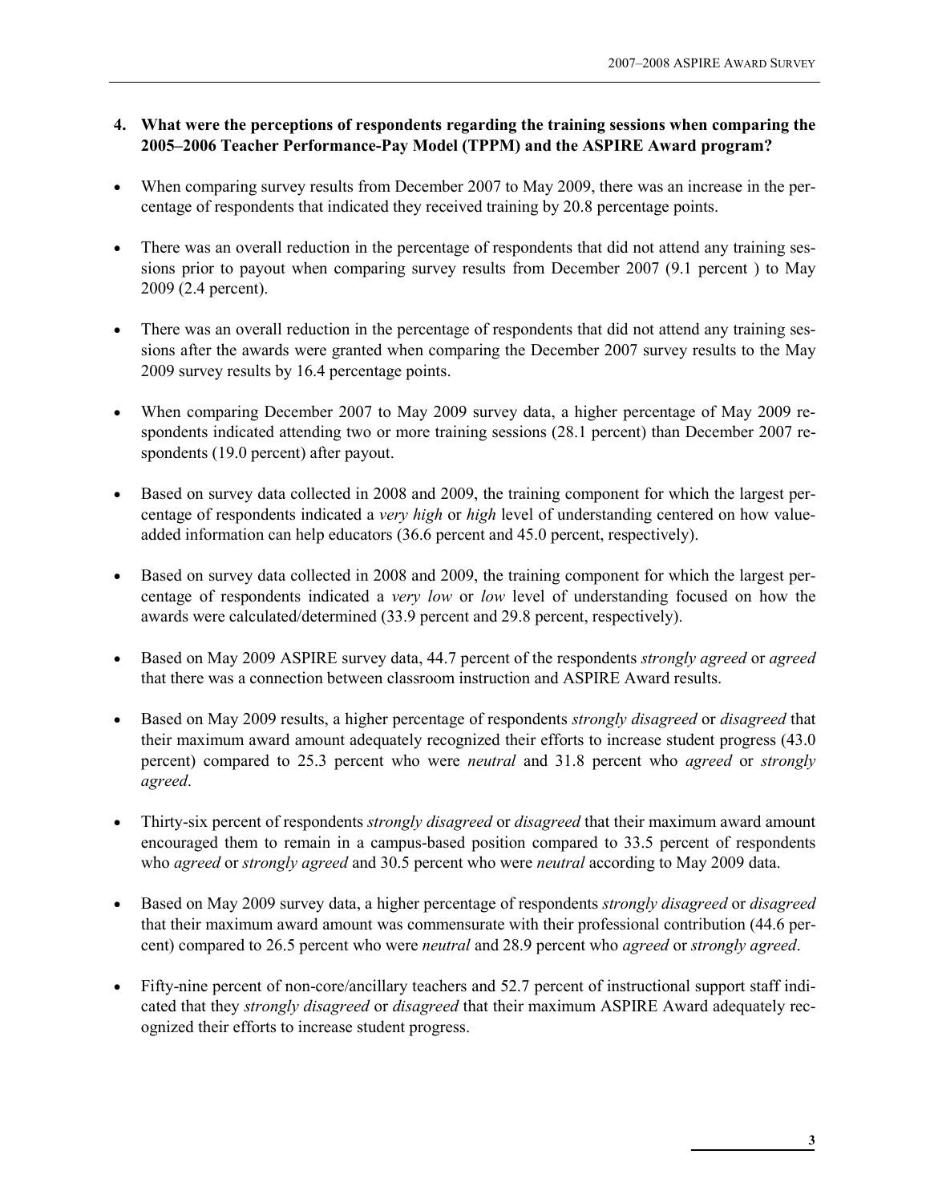**4. What were the perceptions of respondents regarding the training sessions when comparing the 2005–2006 Teacher Performance-Pay Model (TPPM) and the ASPIRE Award program?**

- When comparing survey results from December 2007 to May 2009, there was an increase in the percentage of respondents that indicated they received training by 20.8 percentage points.
- There was an overall reduction in the percentage of respondents that did not attend any training sessions prior to payout when comparing survey results from December 2007 (9.1 percent ) to May 2009 (2.4 percent).
- There was an overall reduction in the percentage of respondents that did not attend any training sessions after the awards were granted when comparing the December 2007 survey results to the May 2009 survey results by 16.4 percentage points.
- When comparing December 2007 to May 2009 survey data, a higher percentage of May 2009 respondents indicated attending two or more training sessions (28.1 percent) than December 2007 respondents (19.0 percent) after payout.
- Based on survey data collected in 2008 and 2009, the training component for which the largest percentage of respondents indicated a *very high* or *high* level of understanding centered on how value-added information can help educators (36.6 percent and 45.0 percent, respectively).
- Based on survey data collected in 2008 and 2009, the training component for which the largest percentage of respondents indicated a *very low* or *low* level of understanding focused on how the awards were calculated/determined (33.9 percent and 29.8 percent, respectively).
- Based on May 2009 ASPIRE survey data, 44.7 percent of the respondents *strongly agreed* or *agreed* that there was a connection between classroom instruction and ASPIRE Award results.
- Based on May 2009 results, a higher percentage of respondents *strongly disagreed* or *disagreed* that their maximum award amount adequately recognized their efforts to increase student progress (43.0 percent) compared to 25.3 percent who were *neutral* and 31.8 percent who *agreed* or *strongly agreed*.
- Thirty-six percent of respondents *strongly disagreed* or *disagreed* that their maximum award amount encouraged them to remain in a campus-based position compared to 33.5 percent of respondents who *agreed* or *strongly agreed* and 30.5 percent who were *neutral* according to May 2009 data.
- Based on May 2009 survey data, a higher percentage of respondents *strongly disagreed* or *disagreed* that their maximum award amount was commensurate with their professional contribution (44.6 percent) compared to 26.5 percent who were *neutral* and 28.9 percent who *agreed* or *strongly agreed*.
- Fifty-nine percent of non-core/ancillary teachers and 52.7 percent of instructional support staff indicated that they *strongly disagreed* or *disagreed* that their maximum ASPIRE Award adequately recognized their efforts to increase student progress.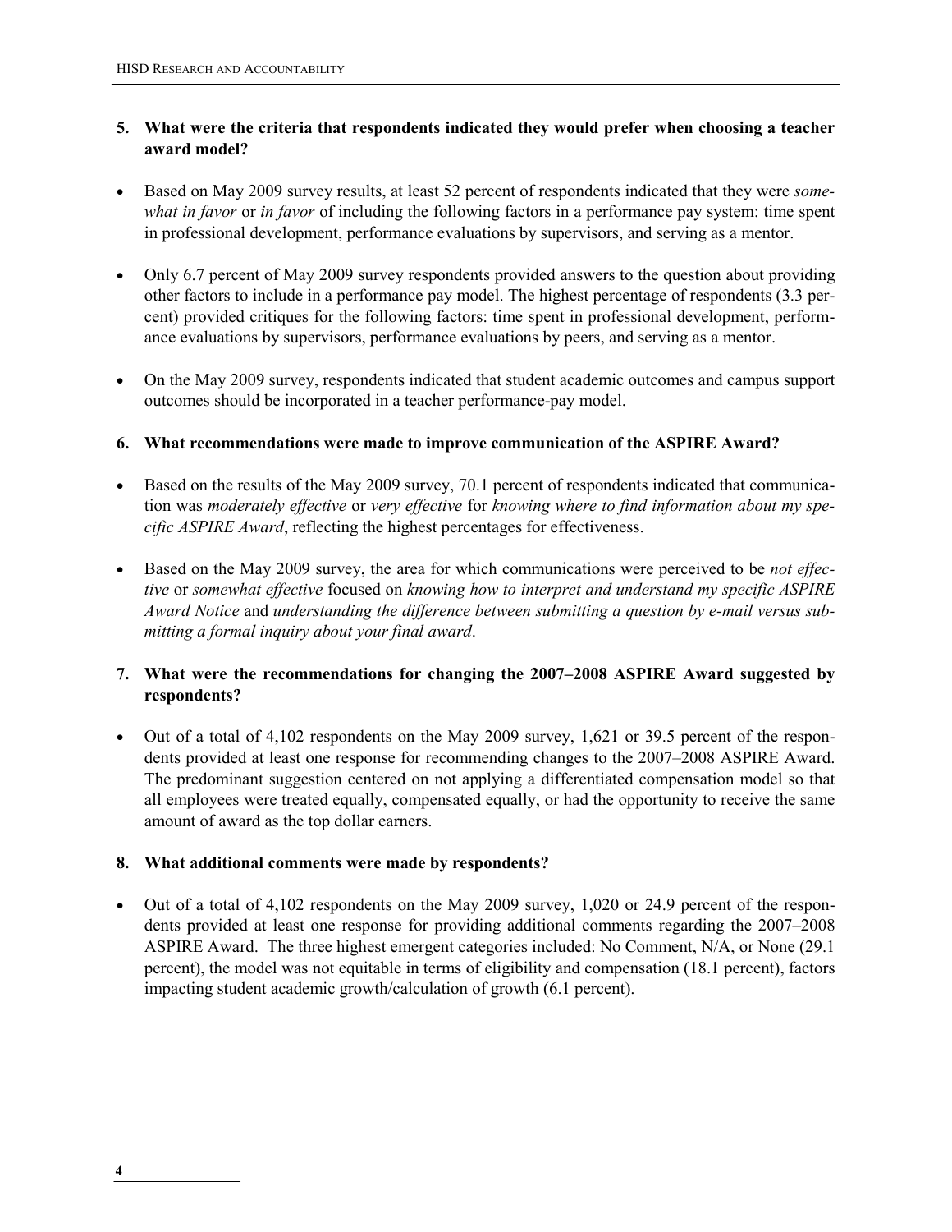**5. What were the criteria that respondents indicated they would prefer when choosing a teacher award model?**

- Based on May 2009 survey results, at least 52 percent of respondents indicated that they were *somewhat in favor* or *in favor* of including the following factors in a performance pay system: time spent in professional development, performance evaluations by supervisors, and serving as a mentor.
- Only 6.7 percent of May 2009 survey respondents provided answers to the question about providing other factors to include in a performance pay model. The highest percentage of respondents (3.3 percent) provided critiques for the following factors: time spent in professional development, performance evaluations by supervisors, performance evaluations by peers, and serving as a mentor.
- On the May 2009 survey, respondents indicated that student academic outcomes and campus support outcomes should be incorporated in a teacher performance-pay model.

**6. What recommendations were made to improve communication of the ASPIRE Award?**

- Based on the results of the May 2009 survey, 70.1 percent of respondents indicated that communication was *moderately effective* or *very effective* for *knowing where to find information about my specific ASPIRE Award*, reflecting the highest percentages for effectiveness.
- Based on the May 2009 survey, the area for which communications were perceived to be *not effective* or *somewhat effective* focused on *knowing how to interpret and understand my specific ASPIRE Award Notice* and *understanding the difference between submitting a question by e-mail versus submitting a formal inquiry about your final award*.

**7. What were the recommendations for changing the 2007–2008 ASPIRE Award suggested by respondents?**

- Out of a total of 4,102 respondents on the May 2009 survey, 1,621 or 39.5 percent of the respondents provided at least one response for recommending changes to the 2007–2008 ASPIRE Award. The predominant suggestion centered on not applying a differentiated compensation model so that all employees were treated equally, compensated equally, or had the opportunity to receive the same amount of award as the top dollar earners.

**8. What additional comments were made by respondents?**

- Out of a total of 4,102 respondents on the May 2009 survey, 1,020 or 24.9 percent of the respondents provided at least one response for providing additional comments regarding the 2007–2008 ASPIRE Award. The three highest emergent categories included: No Comment, N/A, or None (29.1 percent), the model was not equitable in terms of eligibility and compensation (18.1 percent), factors impacting student academic growth/calculation of growth (6.1 percent).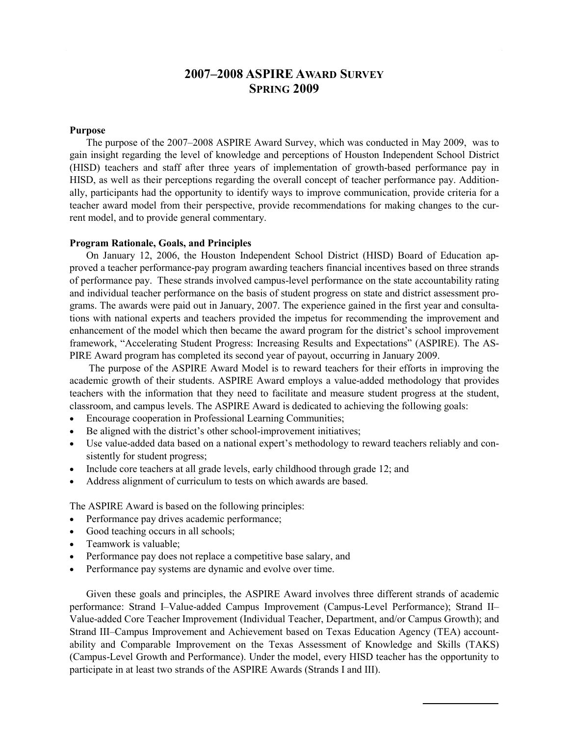# 2007–2008 ASPIRE AWARD SURVEY
# SPRING 2009

**Purpose**

The purpose of the 2007–2008 ASPIRE Award Survey, which was conducted in May 2009, was to gain insight regarding the level of knowledge and perceptions of Houston Independent School District (HISD) teachers and staff after three years of implementation of growth-based performance pay in HISD, as well as their perceptions regarding the overall concept of teacher performance pay. Additionally, participants had the opportunity to identify ways to improve communication, provide criteria for a teacher award model from their perspective, provide recommendations for making changes to the current model, and to provide general commentary.

**Program Rationale, Goals, and Principles**

On January 12, 2006, the Houston Independent School District (HISD) Board of Education approved a teacher performance-pay program awarding teachers financial incentives based on three strands of performance pay. These strands involved campus-level performance on the state accountability rating and individual teacher performance on the basis of student progress on state and district assessment programs. The awards were paid out in January, 2007. The experience gained in the first year and consultations with national experts and teachers provided the impetus for recommending the improvement and enhancement of the model which then became the award program for the district's school improvement framework, "Accelerating Student Progress: Increasing Results and Expectations" (ASPIRE). The ASPIRE Award program has completed its second year of payout, occurring in January 2009.

The purpose of the ASPIRE Award Model is to reward teachers for their efforts in improving the academic growth of their students. ASPIRE Award employs a value-added methodology that provides teachers with the information that they need to facilitate and measure student progress at the student, classroom, and campus levels. The ASPIRE Award is dedicated to achieving the following goals:

- Encourage cooperation in Professional Learning Communities;
- Be aligned with the district's other school-improvement initiatives;
- Use value-added data based on a national expert's methodology to reward teachers reliably and consistently for student progress;
- Include core teachers at all grade levels, early childhood through grade 12; and
- Address alignment of curriculum to tests on which awards are based.

The ASPIRE Award is based on the following principles:

- Performance pay drives academic performance;
- Good teaching occurs in all schools;
- Teamwork is valuable;
- Performance pay does not replace a competitive base salary, and
- Performance pay systems are dynamic and evolve over time.

Given these goals and principles, the ASPIRE Award involves three different strands of academic performance: Strand I–Value-added Campus Improvement (Campus-Level Performance); Strand II–Value-added Core Teacher Improvement (Individual Teacher, Department, and/or Campus Growth); and Strand III–Campus Improvement and Achievement based on Texas Education Agency (TEA) accountability and Comparable Improvement on the Texas Assessment of Knowledge and Skills (TAKS) (Campus-Level Growth and Performance). Under the model, every HISD teacher has the opportunity to participate in at least two strands of the ASPIRE Awards (Strands I and III).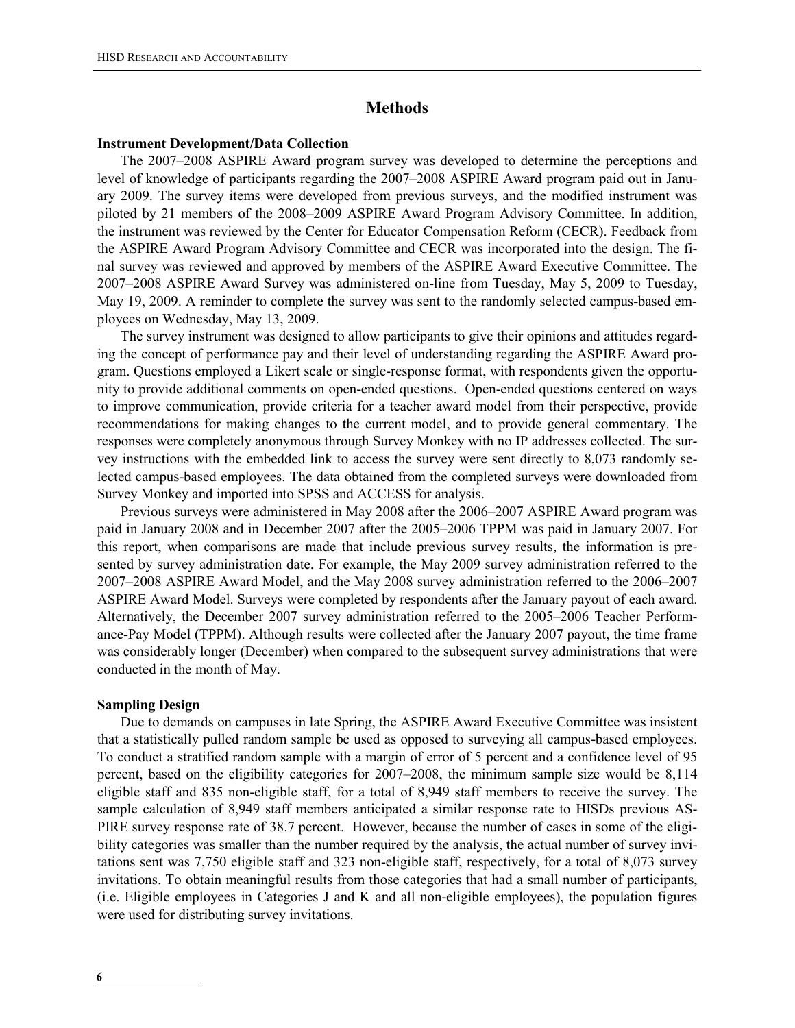## Methods

**Instrument Development/Data Collection**

The 2007–2008 ASPIRE Award program survey was developed to determine the perceptions and level of knowledge of participants regarding the 2007–2008 ASPIRE Award program paid out in January 2009. The survey items were developed from previous surveys, and the modified instrument was piloted by 21 members of the 2008–2009 ASPIRE Award Program Advisory Committee. In addition, the instrument was reviewed by the Center for Educator Compensation Reform (CECR). Feedback from the ASPIRE Award Program Advisory Committee and CECR was incorporated into the design. The final survey was reviewed and approved by members of the ASPIRE Award Executive Committee. The 2007–2008 ASPIRE Award Survey was administered on-line from Tuesday, May 5, 2009 to Tuesday, May 19, 2009. A reminder to complete the survey was sent to the randomly selected campus-based employees on Wednesday, May 13, 2009.

The survey instrument was designed to allow participants to give their opinions and attitudes regarding the concept of performance pay and their level of understanding regarding the ASPIRE Award program. Questions employed a Likert scale or single-response format, with respondents given the opportunity to provide additional comments on open-ended questions. Open-ended questions centered on ways to improve communication, provide criteria for a teacher award model from their perspective, provide recommendations for making changes to the current model, and to provide general commentary. The responses were completely anonymous through Survey Monkey with no IP addresses collected. The survey instructions with the embedded link to access the survey were sent directly to 8,073 randomly selected campus-based employees. The data obtained from the completed surveys were downloaded from Survey Monkey and imported into SPSS and ACCESS for analysis.

Previous surveys were administered in May 2008 after the 2006–2007 ASPIRE Award program was paid in January 2008 and in December 2007 after the 2005–2006 TPPM was paid in January 2007. For this report, when comparisons are made that include previous survey results, the information is presented by survey administration date. For example, the May 2009 survey administration referred to the 2007–2008 ASPIRE Award Model, and the May 2008 survey administration referred to the 2006–2007 ASPIRE Award Model. Surveys were completed by respondents after the January payout of each award. Alternatively, the December 2007 survey administration referred to the 2005–2006 Teacher Performance-Pay Model (TPPM). Although results were collected after the January 2007 payout, the time frame was considerably longer (December) when compared to the subsequent survey administrations that were conducted in the month of May.

**Sampling Design**

Due to demands on campuses in late Spring, the ASPIRE Award Executive Committee was insistent that a statistically pulled random sample be used as opposed to surveying all campus-based employees. To conduct a stratified random sample with a margin of error of 5 percent and a confidence level of 95 percent, based on the eligibility categories for 2007–2008, the minimum sample size would be 8,114 eligible staff and 835 non-eligible staff, for a total of 8,949 staff members to receive the survey. The sample calculation of 8,949 staff members anticipated a similar response rate to HISDs previous ASPIRE survey response rate of 38.7 percent. However, because the number of cases in some of the eligibility categories was smaller than the number required by the analysis, the actual number of survey invitations sent was 7,750 eligible staff and 323 non-eligible staff, respectively, for a total of 8,073 survey invitations. To obtain meaningful results from those categories that had a small number of participants, (i.e. Eligible employees in Categories J and K and all non-eligible employees), the population figures were used for distributing survey invitations.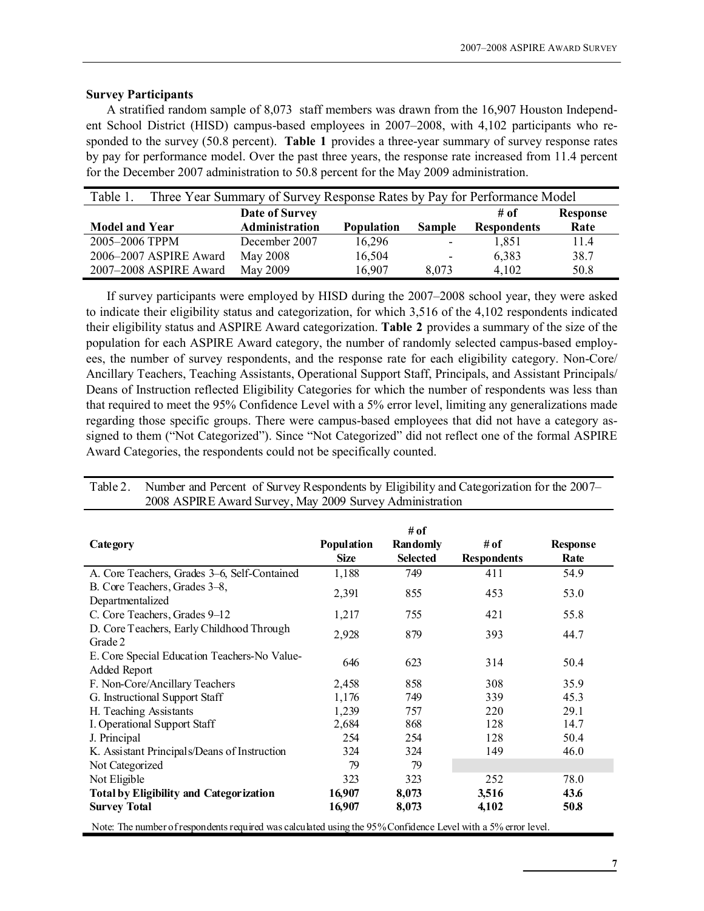**Survey Participants**

A stratified random sample of 8,073 staff members was drawn from the 16,907 Houston Independent School District (HISD) campus-based employees in 2007–2008, with 4,102 participants who responded to the survey (50.8 percent). **Table 1** provides a three-year summary of survey response rates by pay for performance model. Over the past three years, the response rate increased from 11.4 percent for the December 2007 administration to 50.8 percent for the May 2009 administration.

Table 1. Three Year Summary of Survey Response Rates by Pay for Performance Model

| Model and Year | Date of Survey Administration | Population | Sample | # of Respondents | Response Rate |
|---|---|---|---|---|---|
| 2005–2006 TPPM | December 2007 | 16,296 | - | 1,851 | 11.4 |
| 2006–2007 ASPIRE Award | May 2008 | 16,504 | - | 6,383 | 38.7 |
| 2007–2008 ASPIRE Award | May 2009 | 16,907 | 8,073 | 4,102 | 50.8 |

If survey participants were employed by HISD during the 2007–2008 school year, they were asked to indicate their eligibility status and categorization, for which 3,516 of the 4,102 respondents indicated their eligibility status and ASPIRE Award categorization. **Table 2** provides a summary of the size of the population for each ASPIRE Award category, the number of randomly selected campus-based employees, the number of survey respondents, and the response rate for each eligibility category. Non-Core/ Ancillary Teachers, Teaching Assistants, Operational Support Staff, Principals, and Assistant Principals/ Deans of Instruction reflected Eligibility Categories for which the number of respondents was less than that required to meet the 95% Confidence Level with a 5% error level, limiting any generalizations made regarding those specific groups. There were campus-based employees that did not have a category assigned to them ("Not Categorized"). Since "Not Categorized" did not reflect one of the formal ASPIRE Award Categories, the respondents could not be specifically counted.

Table 2. Number and Percent of Survey Respondents by Eligibility and Categorization for the 2007–2008 ASPIRE Award Survey, May 2009 Survey Administration

| Category | Population Size | # of Randomly Selected | # of Respondents | Response Rate |
|---|---|---|---|---|
| A. Core Teachers, Grades 3–6, Self-Contained | 1,188 | 749 | 411 | 54.9 |
| B. Core Teachers, Grades 3–8, Departmentalized | 2,391 | 855 | 453 | 53.0 |
| C. Core Teachers, Grades 9–12 | 1,217 | 755 | 421 | 55.8 |
| D. Core Teachers, Early Childhood Through Grade 2 | 2,928 | 879 | 393 | 44.7 |
| E. Core Special Education Teachers-No Value-Added Report | 646 | 623 | 314 | 50.4 |
| F. Non-Core/Ancillary Teachers | 2,458 | 858 | 308 | 35.9 |
| G. Instructional Support Staff | 1,176 | 749 | 339 | 45.3 |
| H. Teaching Assistants | 1,239 | 757 | 220 | 29.1 |
| I. Operational Support Staff | 2,684 | 868 | 128 | 14.7 |
| J. Principal | 254 | 254 | 128 | 50.4 |
| K. Assistant Principals/Deans of Instruction | 324 | 324 | 149 | 46.0 |
| Not Categorized | 79 | 79 | | |
| Not Eligible | 323 | 323 | 252 | 78.0 |
| **Total by Eligibility and Categorization** | **16,907** | **8,073** | **3,516** | **43.6** |
| **Survey Total** | **16,907** | **8,073** | **4,102** | **50.8** |

Note: The number of respondents required was calculated using the 95% Confidence Level with a 5% error level.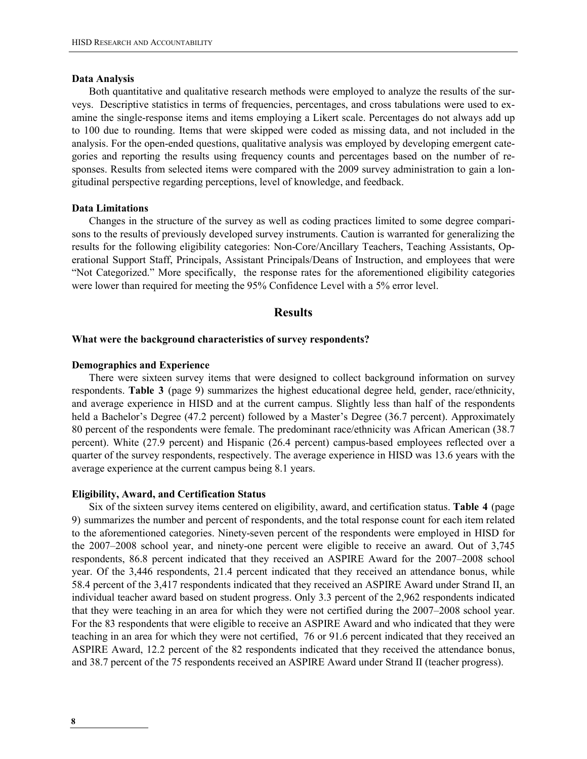### Data Analysis

Both quantitative and qualitative research methods were employed to analyze the results of the surveys. Descriptive statistics in terms of frequencies, percentages, and cross tabulations were used to examine the single-response items and items employing a Likert scale. Percentages do not always add up to 100 due to rounding. Items that were skipped were coded as missing data, and not included in the analysis. For the open-ended questions, qualitative analysis was employed by developing emergent categories and reporting the results using frequency counts and percentages based on the number of responses. Results from selected items were compared with the 2009 survey administration to gain a longitudinal perspective regarding perceptions, level of knowledge, and feedback.

### Data Limitations

Changes in the structure of the survey as well as coding practices limited to some degree comparisons to the results of previously developed survey instruments. Caution is warranted for generalizing the results for the following eligibility categories: Non-Core/Ancillary Teachers, Teaching Assistants, Operational Support Staff, Principals, Assistant Principals/Deans of Instruction, and employees that were "Not Categorized." More specifically, the response rates for the aforementioned eligibility categories were lower than required for meeting the 95% Confidence Level with a 5% error level.

## Results

### What were the background characteristics of survey respondents?

### Demographics and Experience

There were sixteen survey items that were designed to collect background information on survey respondents. **Table 3** (page 9) summarizes the highest educational degree held, gender, race/ethnicity, and average experience in HISD and at the current campus. Slightly less than half of the respondents held a Bachelor's Degree (47.2 percent) followed by a Master's Degree (36.7 percent). Approximately 80 percent of the respondents were female. The predominant race/ethnicity was African American (38.7 percent). White (27.9 percent) and Hispanic (26.4 percent) campus-based employees reflected over a quarter of the survey respondents, respectively. The average experience in HISD was 13.6 years with the average experience at the current campus being 8.1 years.

### Eligibility, Award, and Certification Status

Six of the sixteen survey items centered on eligibility, award, and certification status. **Table 4** (page 9) summarizes the number and percent of respondents, and the total response count for each item related to the aforementioned categories. Ninety-seven percent of the respondents were employed in HISD for the 2007–2008 school year, and ninety-one percent were eligible to receive an award. Out of 3,745 respondents, 86.8 percent indicated that they received an ASPIRE Award for the 2007–2008 school year. Of the 3,446 respondents, 21.4 percent indicated that they received an attendance bonus, while 58.4 percent of the 3,417 respondents indicated that they received an ASPIRE Award under Strand II, an individual teacher award based on student progress. Only 3.3 percent of the 2,962 respondents indicated that they were teaching in an area for which they were not certified during the 2007–2008 school year. For the 83 respondents that were eligible to receive an ASPIRE Award and who indicated that they were teaching in an area for which they were not certified, 76 or 91.6 percent indicated that they received an ASPIRE Award, 12.2 percent of the 82 respondents indicated that they received the attendance bonus, and 38.7 percent of the 75 respondents received an ASPIRE Award under Strand II (teacher progress).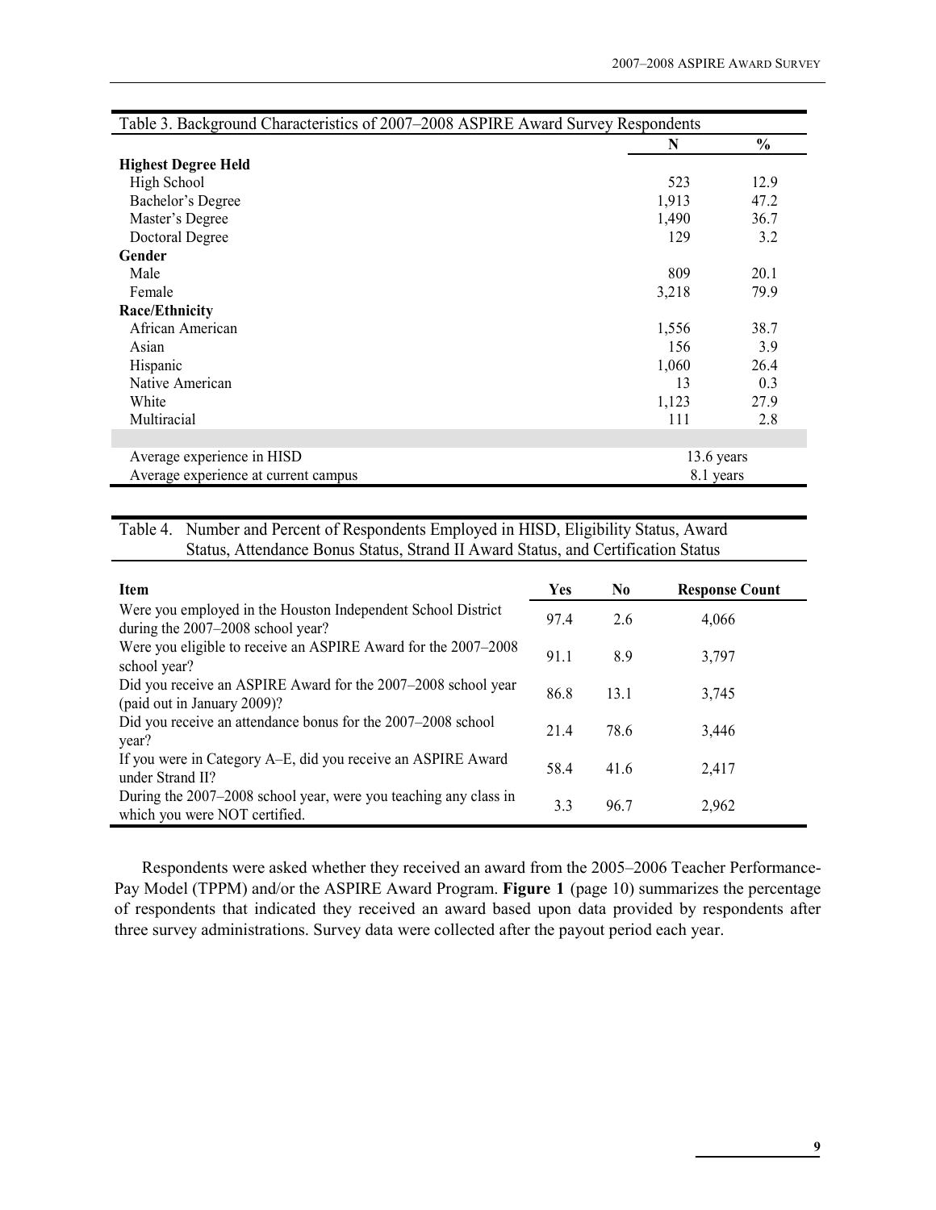Table 3. Background Characteristics of 2007–2008 ASPIRE Award Survey Respondents

| | N | % |
|---|---|---|
| **Highest Degree Held** | | |
| High School | 523 | 12.9 |
| Bachelor's Degree | 1,913 | 47.2 |
| Master's Degree | 1,490 | 36.7 |
| Doctoral Degree | 129 | 3.2 |
| **Gender** | | |
| Male | 809 | 20.1 |
| Female | 3,218 | 79.9 |
| **Race/Ethnicity** | | |
| African American | 1,556 | 38.7 |
| Asian | 156 | 3.9 |
| Hispanic | 1,060 | 26.4 |
| Native American | 13 | 0.3 |
| White | 1,123 | 27.9 |
| Multiracial | 111 | 2.8 |
| Average experience in HISD | 13.6 years | |
| Average experience at current campus | 8.1 years | |

Table 4. Number and Percent of Respondents Employed in HISD, Eligibility Status, Award Status, Attendance Bonus Status, Strand II Award Status, and Certification Status

| Item | Yes | No | Response Count |
|---|---|---|---|
| Were you employed in the Houston Independent School District during the 2007–2008 school year? | 97.4 | 2.6 | 4,066 |
| Were you eligible to receive an ASPIRE Award for the 2007–2008 school year? | 91.1 | 8.9 | 3,797 |
| Did you receive an ASPIRE Award for the 2007–2008 school year (paid out in January 2009)? | 86.8 | 13.1 | 3,745 |
| Did you receive an attendance bonus for the 2007–2008 school year? | 21.4 | 78.6 | 3,446 |
| If you were in Category A–E, did you receive an ASPIRE Award under Strand II? | 58.4 | 41.6 | 2,417 |
| During the 2007–2008 school year, were you teaching any class in which you were NOT certified. | 3.3 | 96.7 | 2,962 |

Respondents were asked whether they received an award from the 2005–2006 Teacher Performance-Pay Model (TPPM) and/or the ASPIRE Award Program. **Figure 1** (page 10) summarizes the percentage of respondents that indicated they received an award based upon data provided by respondents after three survey administrations. Survey data were collected after the payout period each year.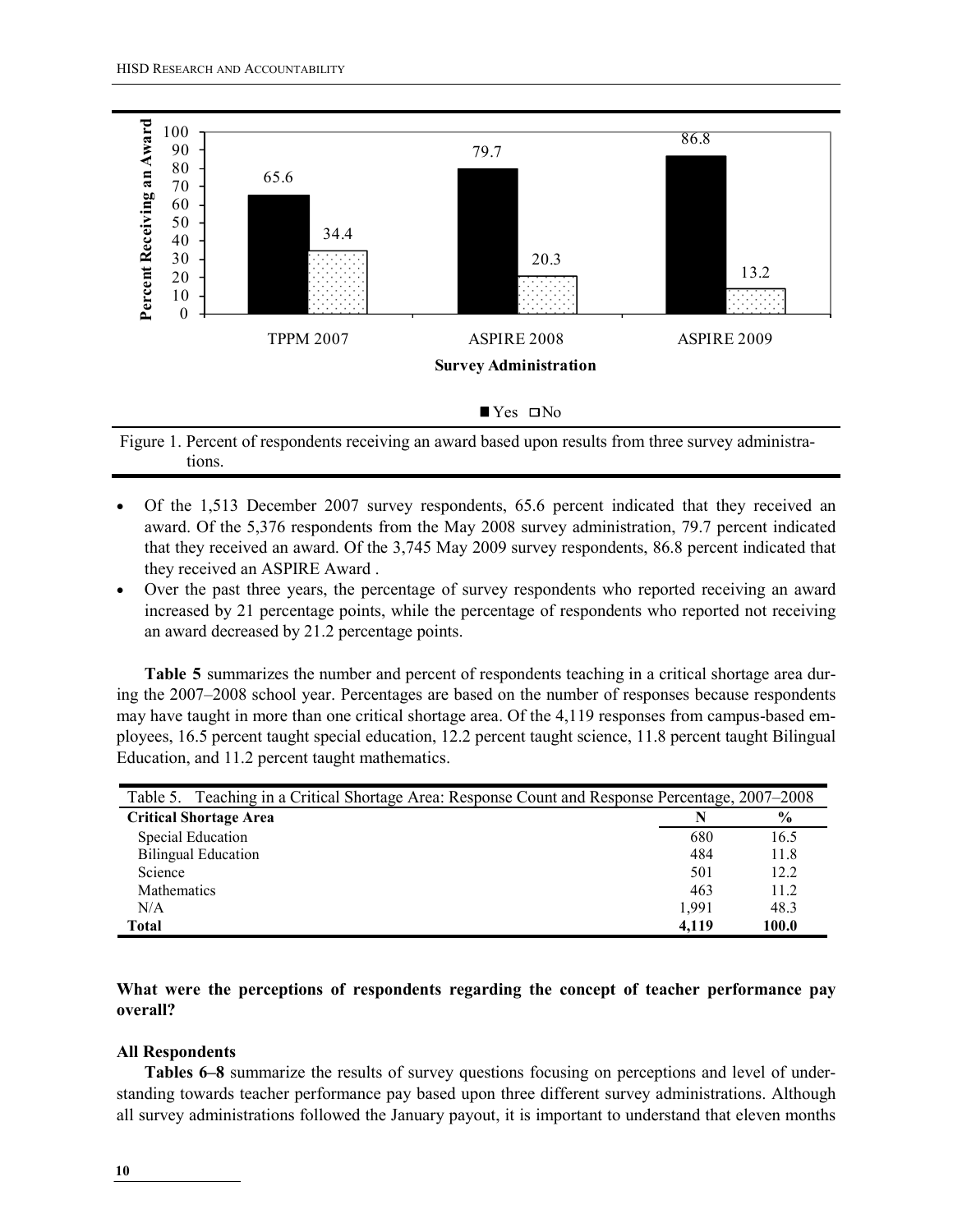Figure 1. Percent of respondents receiving an award based upon results from three survey administrations.

- Of the 1,513 December 2007 survey respondents, 65.6 percent indicated that they received an award. Of the 5,376 respondents from the May 2008 survey administration, 79.7 percent indicated that they received an award. Of the 3,745 May 2009 survey respondents, 86.8 percent indicated that they received an ASPIRE Award .
- Over the past three years, the percentage of survey respondents who reported receiving an award increased by 21 percentage points, while the percentage of respondents who reported not receiving an award decreased by 21.2 percentage points.

**Table 5** summarizes the number and percent of respondents teaching in a critical shortage area during the 2007–2008 school year. Percentages are based on the number of responses because respondents may have taught in more than one critical shortage area. Of the 4,119 responses from campus-based employees, 16.5 percent taught special education, 12.2 percent taught science, 11.8 percent taught Bilingual Education, and 11.2 percent taught mathematics.

Table 5. Teaching in a Critical Shortage Area: Response Count and Response Percentage, 2007–2008

| Critical Shortage Area | N | % |
|---|---|---|
| Special Education | 680 | 16.5 |
| Bilingual Education | 484 | 11.8 |
| Science | 501 | 12.2 |
| Mathematics | 463 | 11.2 |
| N/A | 1,991 | 48.3 |
| **Total** | **4,119** | **100.0** |

**What were the perceptions of respondents regarding the concept of teacher performance pay overall?**

**All Respondents**

**Tables 6–8** summarize the results of survey questions focusing on perceptions and level of understanding towards teacher performance pay based upon three different survey administrations. Although all survey administrations followed the January payout, it is important to understand that eleven months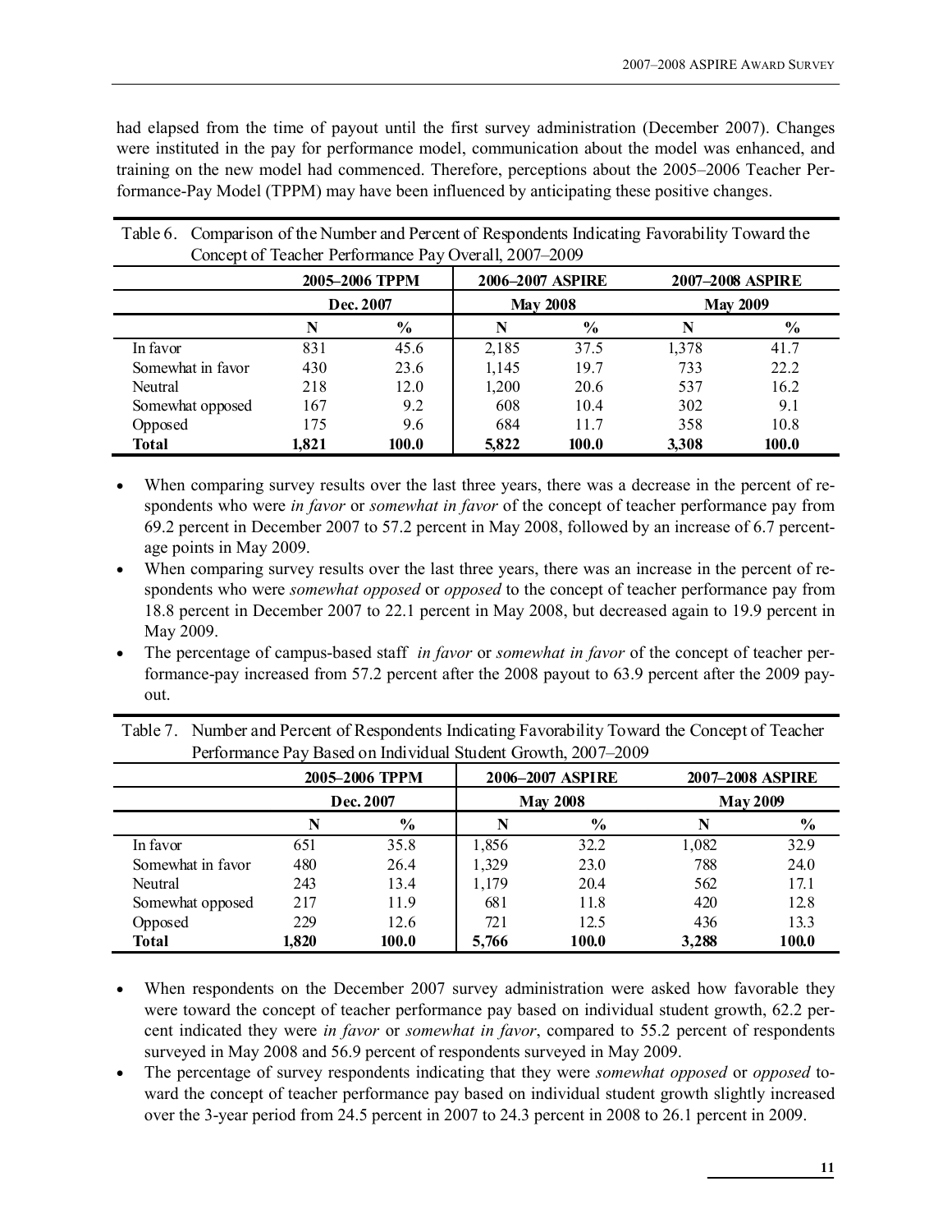had elapsed from the time of payout until the first survey administration (December 2007). Changes were instituted in the pay for performance model, communication about the model was enhanced, and training on the new model had commenced. Therefore, perceptions about the 2005–2006 Teacher Performance-Pay Model (TPPM) may have been influenced by anticipating these positive changes.

Table 6. Comparison of the Number and Percent of Respondents Indicating Favorability Toward the Concept of Teacher Performance Pay Overall, 2007–2009

| | 2005–2006 TPPM | | 2006–2007 ASPIRE | | 2007–2008 ASPIRE | |
|---|---|---|---|---|---|---|
| | Dec. 2007 | | May 2008 | | May 2009 | |
| | N | % | N | % | N | % |
| In favor | 831 | 45.6 | 2,185 | 37.5 | 1,378 | 41.7 |
| Somewhat in favor | 430 | 23.6 | 1,145 | 19.7 | 733 | 22.2 |
| Neutral | 218 | 12.0 | 1,200 | 20.6 | 537 | 16.2 |
| Somewhat opposed | 167 | 9.2 | 608 | 10.4 | 302 | 9.1 |
| Opposed | 175 | 9.6 | 684 | 11.7 | 358 | 10.8 |
| **Total** | **1,821** | **100.0** | **5,822** | **100.0** | **3,308** | **100.0** |

- When comparing survey results over the last three years, there was a decrease in the percent of respondents who were *in favor* or *somewhat in favor* of the concept of teacher performance pay from 69.2 percent in December 2007 to 57.2 percent in May 2008, followed by an increase of 6.7 percentage points in May 2009.
- When comparing survey results over the last three years, there was an increase in the percent of respondents who were *somewhat opposed* or *opposed* to the concept of teacher performance pay from 18.8 percent in December 2007 to 22.1 percent in May 2008, but decreased again to 19.9 percent in May 2009.
- The percentage of campus-based staff *in favor* or *somewhat in favor* of the concept of teacher performance-pay increased from 57.2 percent after the 2008 payout to 63.9 percent after the 2009 payout.

Table 7. Number and Percent of Respondents Indicating Favorability Toward the Concept of Teacher Performance Pay Based on Individual Student Growth, 2007–2009

| | 2005–2006 TPPM | | 2006–2007 ASPIRE | | 2007–2008 ASPIRE | |
|---|---|---|---|---|---|---|
| | Dec. 2007 | | May 2008 | | May 2009 | |
| | N | % | N | % | N | % |
| In favor | 651 | 35.8 | 1,856 | 32.2 | 1,082 | 32.9 |
| Somewhat in favor | 480 | 26.4 | 1,329 | 23.0 | 788 | 24.0 |
| Neutral | 243 | 13.4 | 1,179 | 20.4 | 562 | 17.1 |
| Somewhat opposed | 217 | 11.9 | 681 | 11.8 | 420 | 12.8 |
| Opposed | 229 | 12.6 | 721 | 12.5 | 436 | 13.3 |
| **Total** | **1,820** | **100.0** | **5,766** | **100.0** | **3,288** | **100.0** |

- When respondents on the December 2007 survey administration were asked how favorable they were toward the concept of teacher performance pay based on individual student growth, 62.2 percent indicated they were *in favor* or *somewhat in favor*, compared to 55.2 percent of respondents surveyed in May 2008 and 56.9 percent of respondents surveyed in May 2009.
- The percentage of survey respondents indicating that they were *somewhat opposed* or *opposed* toward the concept of teacher performance pay based on individual student growth slightly increased over the 3-year period from 24.5 percent in 2007 to 24.3 percent in 2008 to 26.1 percent in 2009.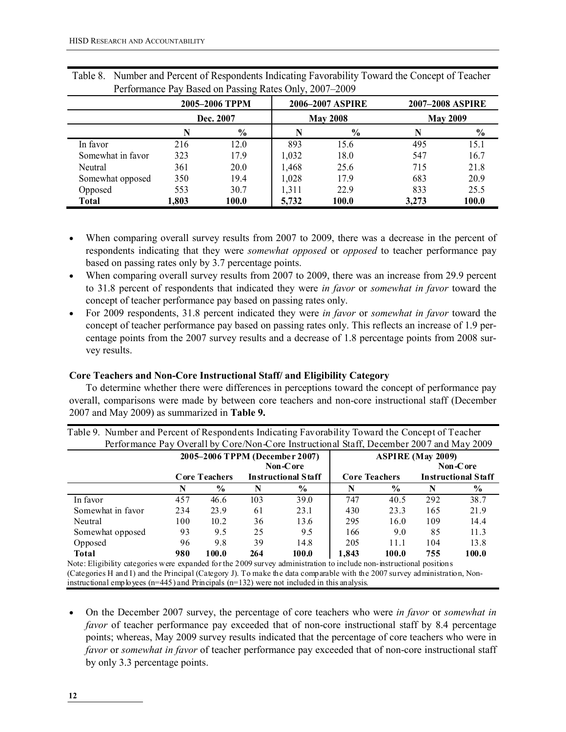Table 8. Number and Percent of Respondents Indicating Favorability Toward the Concept of Teacher Performance Pay Based on Passing Rates Only, 2007–2009

| | 2005–2006 TPPM | | 2006–2007 ASPIRE | | 2007–2008 ASPIRE | |
|---|---|---|---|---|---|---|
| | Dec. 2007 | | May 2008 | | May 2009 | |
| | N | % | N | % | N | % |
| In favor | 216 | 12.0 | 893 | 15.6 | 495 | 15.1 |
| Somewhat in favor | 323 | 17.9 | 1,032 | 18.0 | 547 | 16.7 |
| Neutral | 361 | 20.0 | 1,468 | 25.6 | 715 | 21.8 |
| Somewhat opposed | 350 | 19.4 | 1,028 | 17.9 | 683 | 20.9 |
| Opposed | 553 | 30.7 | 1,311 | 22.9 | 833 | 25.5 |
| **Total** | **1,803** | **100.0** | **5,732** | **100.0** | **3,273** | **100.0** |

- When comparing overall survey results from 2007 to 2009, there was a decrease in the percent of respondents indicating that they were *somewhat opposed* or *opposed* to teacher performance pay based on passing rates only by 3.7 percentage points.
- When comparing overall survey results from 2007 to 2009, there was an increase from 29.9 percent to 31.8 percent of respondents that indicated they were *in favor* or *somewhat in favor* toward the concept of teacher performance pay based on passing rates only.
- For 2009 respondents, 31.8 percent indicated they were *in favor* or *somewhat in favor* toward the concept of teacher performance pay based on passing rates only. This reflects an increase of 1.9 percentage points from the 2007 survey results and a decrease of 1.8 percentage points from 2008 survey results.

**Core Teachers and Non-Core Instructional Staff/ and Eligibility Category**

To determine whether there were differences in perceptions toward the concept of performance pay overall, comparisons were made by between core teachers and non-core instructional staff (December 2007 and May 2009) as summarized in **Table 9.**

Table 9. Number and Percent of Respondents Indicating Favorability Toward the Concept of Teacher Performance Pay Overall by Core/Non-Core Instructional Staff, December 2007 and May 2009

| | 2005–2006 TPPM (December 2007) | | | | ASPIRE (May 2009) | | | |
|---|---|---|---|---|---|---|---|---|
| | Core Teachers | | Non-Core Instructional Staff | | Core Teachers | | Non-Core Instructional Staff | |
| | N | % | N | % | N | % | N | % |
| In favor | 457 | 46.6 | 103 | 39.0 | 747 | 40.5 | 292 | 38.7 |
| Somewhat in favor | 234 | 23.9 | 61 | 23.1 | 430 | 23.3 | 165 | 21.9 |
| Neutral | 100 | 10.2 | 36 | 13.6 | 295 | 16.0 | 109 | 14.4 |
| Somewhat opposed | 93 | 9.5 | 25 | 9.5 | 166 | 9.0 | 85 | 11.3 |
| Opposed | 96 | 9.8 | 39 | 14.8 | 205 | 11.1 | 104 | 13.8 |
| **Total** | **980** | **100.0** | **264** | **100.0** | **1,843** | **100.0** | **755** | **100.0** |

Note: Eligibility categories were expanded for the 2009 survey administration to include non-instructional positions (Categories H and I) and the Principal (Category J). To make the data comparable with the 2007 survey administration, Non-instructional employees (n=445) and Principals (n=132) were not included in this analysis.

- On the December 2007 survey, the percentage of core teachers who were *in favor* or *somewhat in favor* of teacher performance pay exceeded that of non-core instructional staff by 8.4 percentage points; whereas, May 2009 survey results indicated that the percentage of core teachers who were in *favor* or *somewhat in favor* of teacher performance pay exceeded that of non-core instructional staff by only 3.3 percentage points.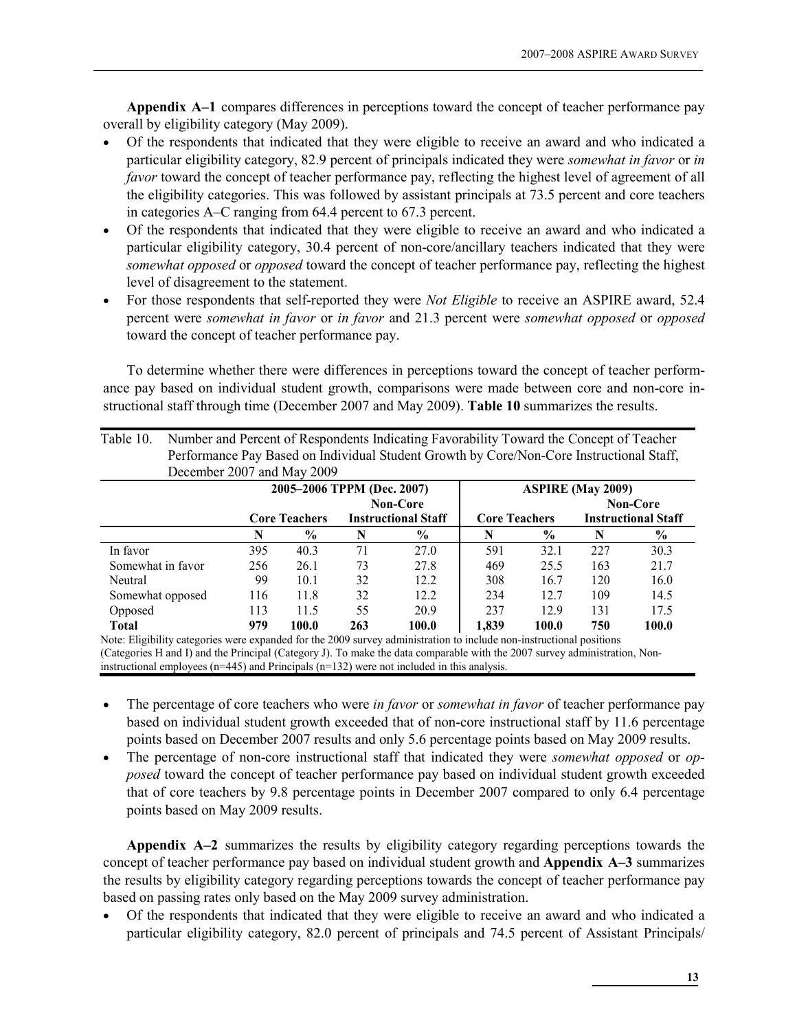**Appendix A–1** compares differences in perceptions toward the concept of teacher performance pay overall by eligibility category (May 2009).

- Of the respondents that indicated that they were eligible to receive an award and who indicated a particular eligibility category, 82.9 percent of principals indicated they were *somewhat in favor* or *in favor* toward the concept of teacher performance pay, reflecting the highest level of agreement of all the eligibility categories. This was followed by assistant principals at 73.5 percent and core teachers in categories A–C ranging from 64.4 percent to 67.3 percent.
- Of the respondents that indicated that they were eligible to receive an award and who indicated a particular eligibility category, 30.4 percent of non-core/ancillary teachers indicated that they were *somewhat opposed* or *opposed* toward the concept of teacher performance pay, reflecting the highest level of disagreement to the statement.
- For those respondents that self-reported they were *Not Eligible* to receive an ASPIRE award, 52.4 percent were *somewhat in favor* or *in favor* and 21.3 percent were *somewhat opposed* or *opposed* toward the concept of teacher performance pay.

To determine whether there were differences in perceptions toward the concept of teacher performance pay based on individual student growth, comparisons were made between core and non-core instructional staff through time (December 2007 and May 2009). **Table 10** summarizes the results.

Table 10. Number and Percent of Respondents Indicating Favorability Toward the Concept of Teacher Performance Pay Based on Individual Student Growth by Core/Non-Core Instructional Staff, December 2007 and May 2009

| | 2005–2006 TPPM (Dec. 2007) | | | | ASPIRE (May 2009) | | | |
|---|---|---|---|---|---|---|---|---|
| | Core Teachers | | Non-Core Instructional Staff | | Core Teachers | | Non-Core Instructional Staff | |
| | N | % | N | % | N | % | N | % |
| In favor | 395 | 40.3 | 71 | 27.0 | 591 | 32.1 | 227 | 30.3 |
| Somewhat in favor | 256 | 26.1 | 73 | 27.8 | 469 | 25.5 | 163 | 21.7 |
| Neutral | 99 | 10.1 | 32 | 12.2 | 308 | 16.7 | 120 | 16.0 |
| Somewhat opposed | 116 | 11.8 | 32 | 12.2 | 234 | 12.7 | 109 | 14.5 |
| Opposed | 113 | 11.5 | 55 | 20.9 | 237 | 12.9 | 131 | 17.5 |
| **Total** | **979** | **100.0** | **263** | **100.0** | **1,839** | **100.0** | **750** | **100.0** |

Note: Eligibility categories were expanded for the 2009 survey administration to include non-instructional positions (Categories H and I) and the Principal (Category J). To make the data comparable with the 2007 survey administration, Non-instructional employees (n=445) and Principals (n=132) were not included in this analysis.

- The percentage of core teachers who were *in favor* or *somewhat in favor* of teacher performance pay based on individual student growth exceeded that of non-core instructional staff by 11.6 percentage points based on December 2007 results and only 5.6 percentage points based on May 2009 results.
- The percentage of non-core instructional staff that indicated they were *somewhat opposed* or *opposed* toward the concept of teacher performance pay based on individual student growth exceeded that of core teachers by 9.8 percentage points in December 2007 compared to only 6.4 percentage points based on May 2009 results.

**Appendix A–2** summarizes the results by eligibility category regarding perceptions towards the concept of teacher performance pay based on individual student growth and **Appendix A–3** summarizes the results by eligibility category regarding perceptions towards the concept of teacher performance pay based on passing rates only based on the May 2009 survey administration.

- Of the respondents that indicated that they were eligible to receive an award and who indicated a particular eligibility category, 82.0 percent of principals and 74.5 percent of Assistant Principals/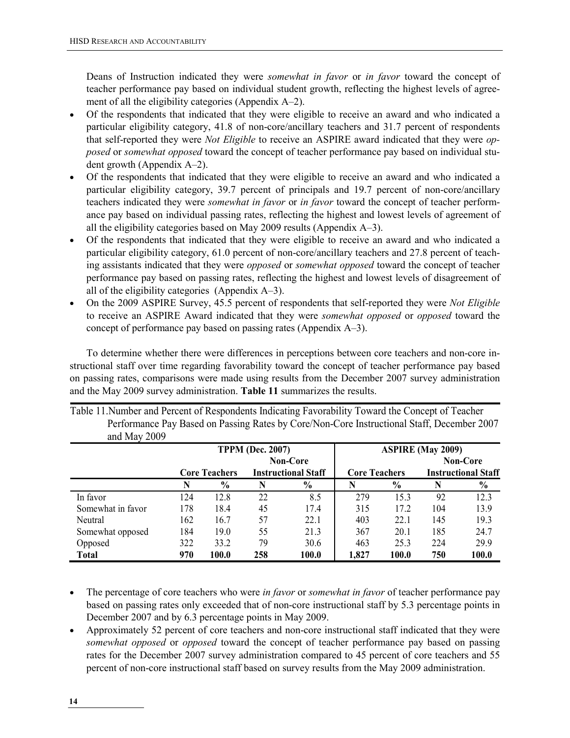Deans of Instruction indicated they were *somewhat in favor* or *in favor* toward the concept of teacher performance pay based on individual student growth, reflecting the highest levels of agreement of all the eligibility categories (Appendix A–2).

- Of the respondents that indicated that they were eligible to receive an award and who indicated a particular eligibility category, 41.8 of non-core/ancillary teachers and 31.7 percent of respondents that self-reported they were *Not Eligible* to receive an ASPIRE award indicated that they were *opposed* or *somewhat opposed* toward the concept of teacher performance pay based on individual student growth (Appendix A–2).
- Of the respondents that indicated that they were eligible to receive an award and who indicated a particular eligibility category, 39.7 percent of principals and 19.7 percent of non-core/ancillary teachers indicated they were *somewhat in favor* or *in favor* toward the concept of teacher performance pay based on individual passing rates, reflecting the highest and lowest levels of agreement of all the eligibility categories based on May 2009 results (Appendix A–3).
- Of the respondents that indicated that they were eligible to receive an award and who indicated a particular eligibility category, 61.0 percent of non-core/ancillary teachers and 27.8 percent of teaching assistants indicated that they were *opposed* or *somewhat opposed* toward the concept of teacher performance pay based on passing rates, reflecting the highest and lowest levels of disagreement of all of the eligibility categories (Appendix A–3).
- On the 2009 ASPIRE Survey, 45.5 percent of respondents that self-reported they were *Not Eligible* to receive an ASPIRE Award indicated that they were *somewhat opposed* or *opposed* toward the concept of performance pay based on passing rates (Appendix A–3).

To determine whether there were differences in perceptions between core teachers and non-core instructional staff over time regarding favorability toward the concept of teacher performance pay based on passing rates, comparisons were made using results from the December 2007 survey administration and the May 2009 survey administration. **Table 11** summarizes the results.

Table 11. Number and Percent of Respondents Indicating Favorability Toward the Concept of Teacher Performance Pay Based on Passing Rates by Core/Non-Core Instructional Staff, December 2007 and May 2009

| | TPPM (Dec. 2007) | | | | ASPIRE (May 2009) | | | |
|---|---|---|---|---|---|---|---|---|
| | Core Teachers | | Non-Core Instructional Staff | | Core Teachers | | Non-Core Instructional Staff | |
| | N | % | N | % | N | % | N | % |
| In favor | 124 | 12.8 | 22 | 8.5 | 279 | 15.3 | 92 | 12.3 |
| Somewhat in favor | 178 | 18.4 | 45 | 17.4 | 315 | 17.2 | 104 | 13.9 |
| Neutral | 162 | 16.7 | 57 | 22.1 | 403 | 22.1 | 145 | 19.3 |
| Somewhat opposed | 184 | 19.0 | 55 | 21.3 | 367 | 20.1 | 185 | 24.7 |
| Opposed | 322 | 33.2 | 79 | 30.6 | 463 | 25.3 | 224 | 29.9 |
| **Total** | **970** | **100.0** | **258** | **100.0** | **1,827** | **100.0** | **750** | **100.0** |

- The percentage of core teachers who were *in favor* or *somewhat in favor* of teacher performance pay based on passing rates only exceeded that of non-core instructional staff by 5.3 percentage points in December 2007 and by 6.3 percentage points in May 2009.
- Approximately 52 percent of core teachers and non-core instructional staff indicated that they were *somewhat opposed* or *opposed* toward the concept of teacher performance pay based on passing rates for the December 2007 survey administration compared to 45 percent of core teachers and 55 percent of non-core instructional staff based on survey results from the May 2009 administration.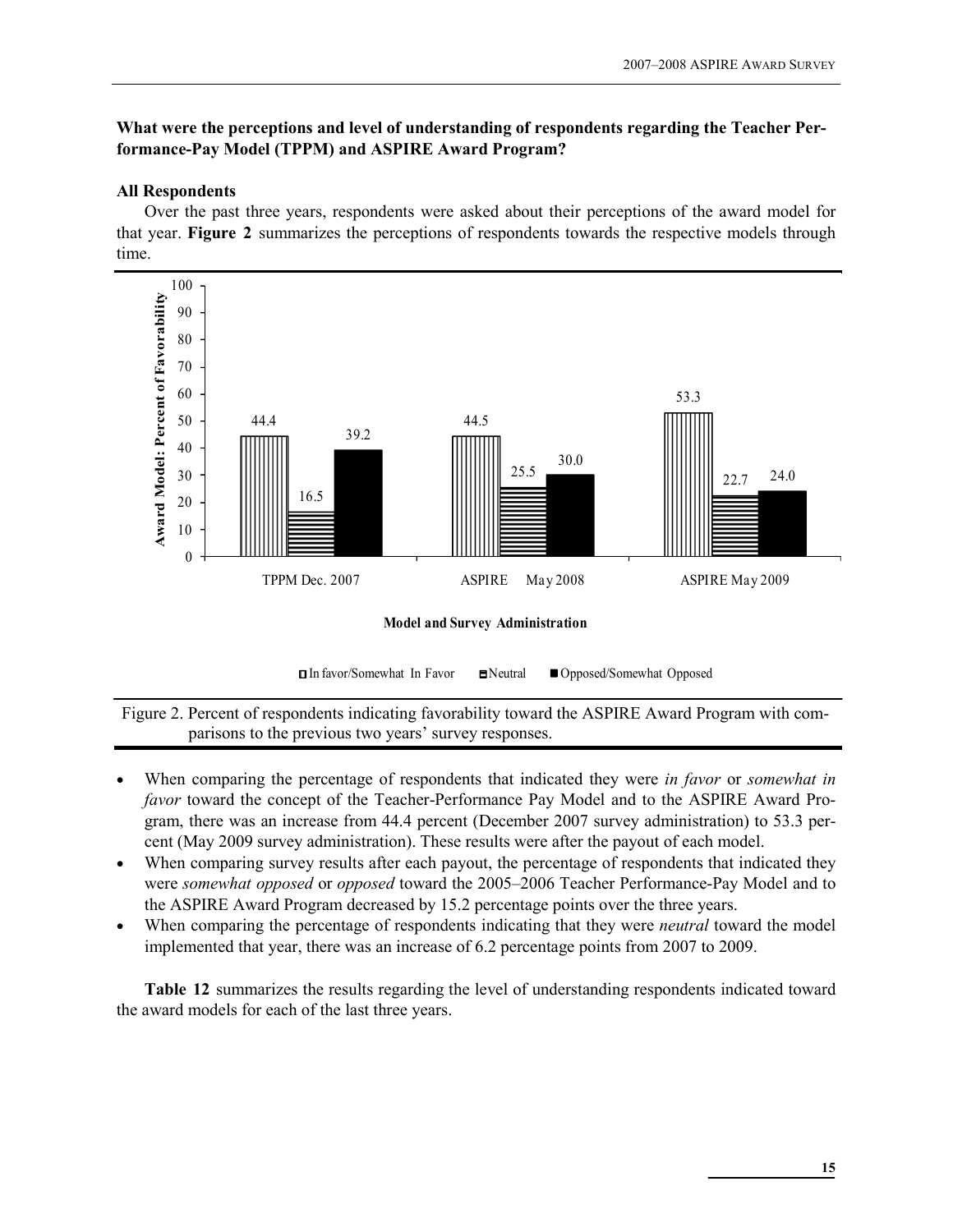**What were the perceptions and level of understanding of respondents regarding the Teacher Performance-Pay Model (TPPM) and ASPIRE Award Program?**

**All Respondents**

Over the past three years, respondents were asked about their perceptions of the award model for that year. **Figure 2** summarizes the perceptions of respondents towards the respective models through time.

| Model and Survey Administration | In favor/Somewhat In Favor | Neutral | Opposed/Somewhat Opposed |
|---|---|---|---|
| TPPM Dec. 2007 | 44.4 | 16.5 | 39.2 |
| ASPIRE May 2008 | 44.5 | 25.5 | 30.0 |
| ASPIRE May 2009 | 53.3 | 22.7 | 24.0 |

Figure 2. Percent of respondents indicating favorability toward the ASPIRE Award Program with comparisons to the previous two years' survey responses.

- When comparing the percentage of respondents that indicated they were *in favor* or *somewhat in favor* toward the concept of the Teacher-Performance Pay Model and to the ASPIRE Award Program, there was an increase from 44.4 percent (December 2007 survey administration) to 53.3 percent (May 2009 survey administration). These results were after the payout of each model.
- When comparing survey results after each payout, the percentage of respondents that indicated they were *somewhat opposed* or *opposed* toward the 2005–2006 Teacher Performance-Pay Model and to the ASPIRE Award Program decreased by 15.2 percentage points over the three years.
- When comparing the percentage of respondents indicating that they were *neutral* toward the model implemented that year, there was an increase of 6.2 percentage points from 2007 to 2009.

**Table 12** summarizes the results regarding the level of understanding respondents indicated toward the award models for each of the last three years.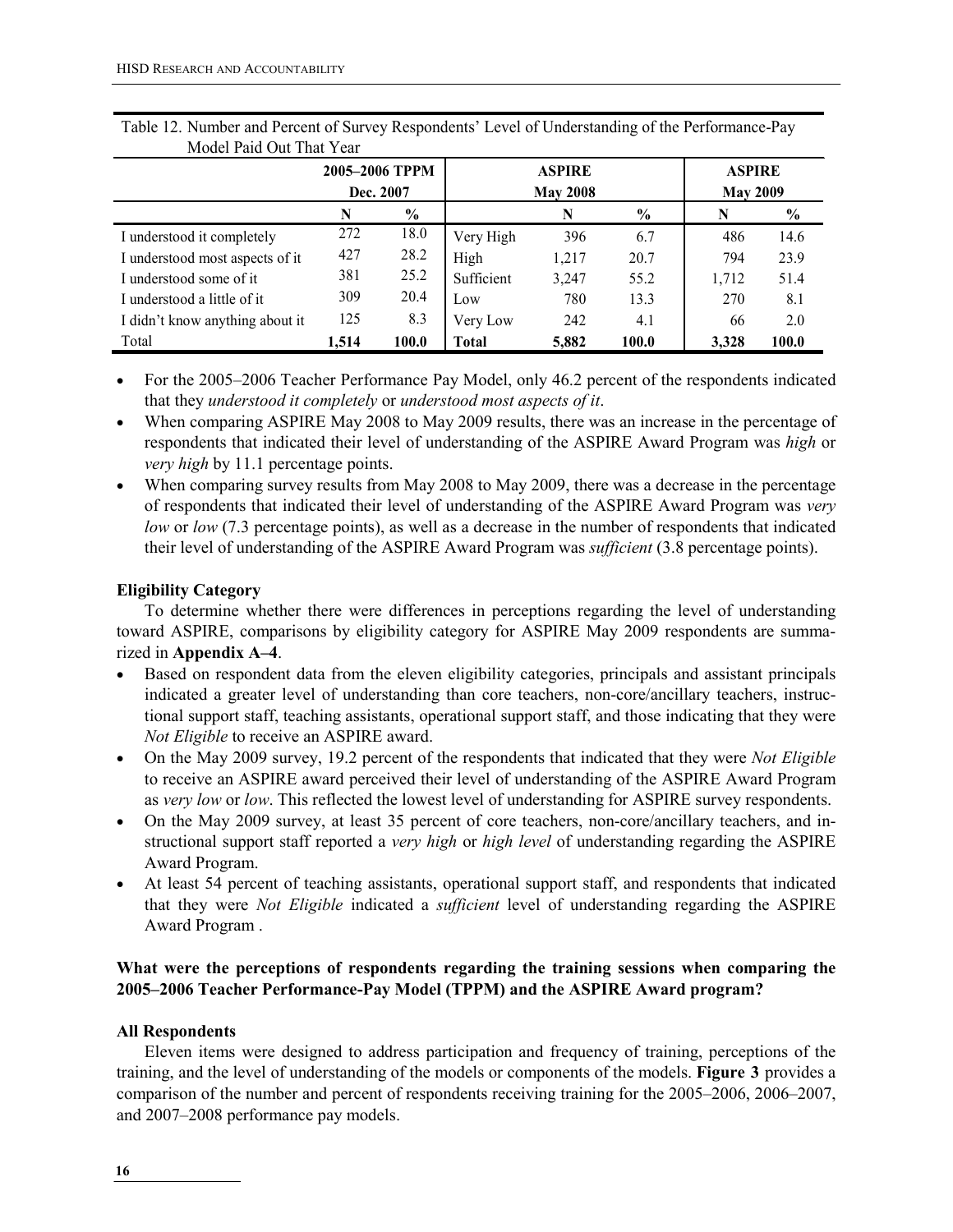Table 12. Number and Percent of Survey Respondents' Level of Understanding of the Performance-Pay Model Paid Out That Year

| | 2005–2006 TPPM Dec. 2007 | | | ASPIRE May 2008 | | ASPIRE May 2009 | |
|---|---|---|---|---|---|---|---|
| | N | % | | N | % | N | % |
| I understood it completely | 272 | 18.0 | Very High | 396 | 6.7 | 486 | 14.6 |
| I understood most aspects of it | 427 | 28.2 | High | 1,217 | 20.7 | 794 | 23.9 |
| I understood some of it | 381 | 25.2 | Sufficient | 3,247 | 55.2 | 1,712 | 51.4 |
| I understood a little of it | 309 | 20.4 | Low | 780 | 13.3 | 270 | 8.1 |
| I didn't know anything about it | 125 | 8.3 | Very Low | 242 | 4.1 | 66 | 2.0 |
| Total | **1,514** | **100.0** | **Total** | **5,882** | **100.0** | **3,328** | **100.0** |

- For the 2005–2006 Teacher Performance Pay Model, only 46.2 percent of the respondents indicated that they *understood it completely* or *understood most aspects of it*.
- When comparing ASPIRE May 2008 to May 2009 results, there was an increase in the percentage of respondents that indicated their level of understanding of the ASPIRE Award Program was *high* or *very high* by 11.1 percentage points.
- When comparing survey results from May 2008 to May 2009, there was a decrease in the percentage of respondents that indicated their level of understanding of the ASPIRE Award Program was *very low* or *low* (7.3 percentage points), as well as a decrease in the number of respondents that indicated their level of understanding of the ASPIRE Award Program was *sufficient* (3.8 percentage points).

**Eligibility Category**

To determine whether there were differences in perceptions regarding the level of understanding toward ASPIRE, comparisons by eligibility category for ASPIRE May 2009 respondents are summarized in **Appendix A–4**.

- Based on respondent data from the eleven eligibility categories, principals and assistant principals indicated a greater level of understanding than core teachers, non-core/ancillary teachers, instructional support staff, teaching assistants, operational support staff, and those indicating that they were *Not Eligible* to receive an ASPIRE award.
- On the May 2009 survey, 19.2 percent of the respondents that indicated that they were *Not Eligible* to receive an ASPIRE award perceived their level of understanding of the ASPIRE Award Program as *very low* or *low*. This reflected the lowest level of understanding for ASPIRE survey respondents.
- On the May 2009 survey, at least 35 percent of core teachers, non-core/ancillary teachers, and instructional support staff reported a *very high* or *high level* of understanding regarding the ASPIRE Award Program.
- At least 54 percent of teaching assistants, operational support staff, and respondents that indicated that they were *Not Eligible* indicated a *sufficient* level of understanding regarding the ASPIRE Award Program .

**What were the perceptions of respondents regarding the training sessions when comparing the 2005–2006 Teacher Performance-Pay Model (TPPM) and the ASPIRE Award program?**

**All Respondents**

Eleven items were designed to address participation and frequency of training, perceptions of the training, and the level of understanding of the models or components of the models. **Figure 3** provides a comparison of the number and percent of respondents receiving training for the 2005–2006, 2006–2007, and 2007–2008 performance pay models.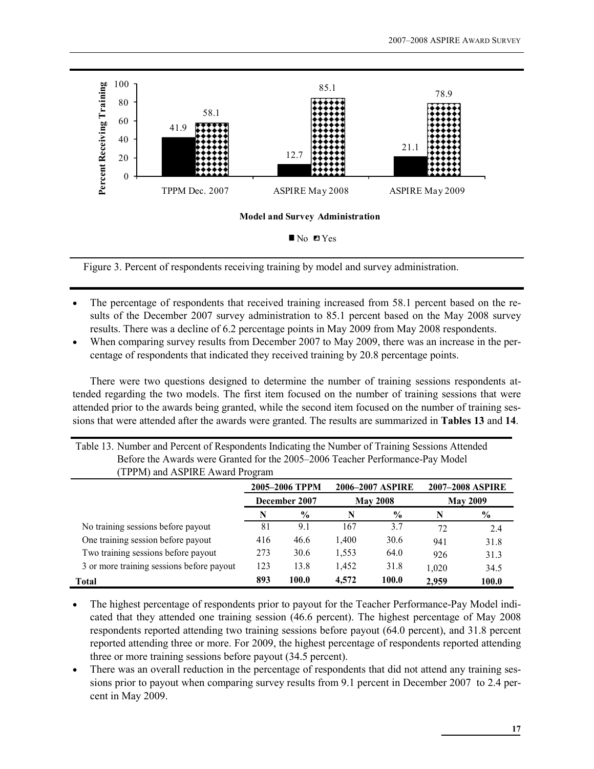Figure 3. Percent of respondents receiving training by model and survey administration.

- The percentage of respondents that received training increased from 58.1 percent based on the results of the December 2007 survey administration to 85.1 percent based on the May 2008 survey results. There was a decline of 6.2 percentage points in May 2009 from May 2008 respondents.
- When comparing survey results from December 2007 to May 2009, there was an increase in the percentage of respondents that indicated they received training by 20.8 percentage points.

There were two questions designed to determine the number of training sessions respondents attended regarding the two models. The first item focused on the number of training sessions that were attended prior to the awards being granted, while the second item focused on the number of training sessions that were attended after the awards were granted. The results are summarized in **Tables 13** and **14**.

Table 13. Number and Percent of Respondents Indicating the Number of Training Sessions Attended Before the Awards were Granted for the 2005–2006 Teacher Performance-Pay Model (TPPM) and ASPIRE Award Program

| | 2005–2006 TPPM | | 2006–2007 ASPIRE | | 2007–2008 ASPIRE | |
|---|---|---|---|---|---|---|
| | December 2007 | | May 2008 | | May 2009 | |
| | N | % | N | % | N | % |
| No training sessions before payout | 81 | 9.1 | 167 | 3.7 | 72 | 2.4 |
| One training session before payout | 416 | 46.6 | 1,400 | 30.6 | 941 | 31.8 |
| Two training sessions before payout | 273 | 30.6 | 1,553 | 64.0 | 926 | 31.3 |
| 3 or more training sessions before payout | 123 | 13.8 | 1,452 | 31.8 | 1,020 | 34.5 |
| **Total** | **893** | **100.0** | **4,572** | **100.0** | **2,959** | **100.0** |

- The highest percentage of respondents prior to payout for the Teacher Performance-Pay Model indicated that they attended one training session (46.6 percent). The highest percentage of May 2008 respondents reported attending two training sessions before payout (64.0 percent), and 31.8 percent reported attending three or more. For 2009, the highest percentage of respondents reported attending three or more training sessions before payout (34.5 percent).
- There was an overall reduction in the percentage of respondents that did not attend any training sessions prior to payout when comparing survey results from 9.1 percent in December 2007 to 2.4 percent in May 2009.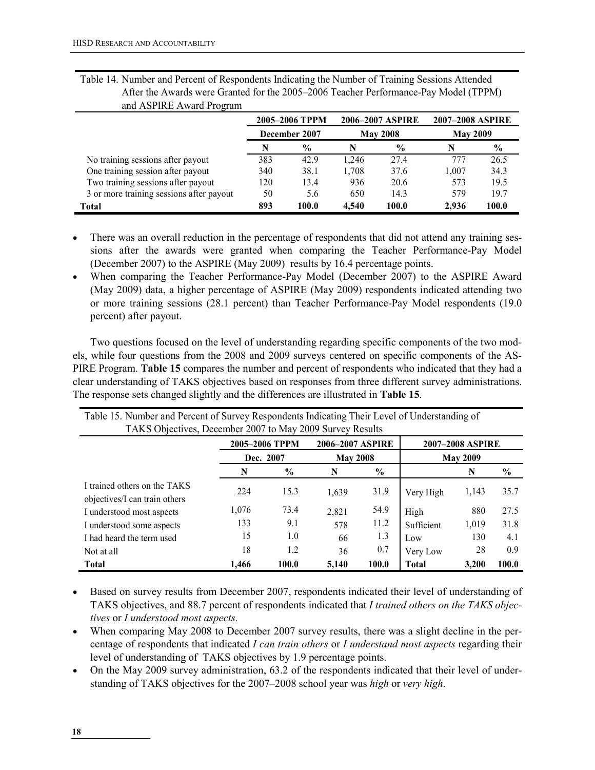Table 14. Number and Percent of Respondents Indicating the Number of Training Sessions Attended After the Awards were Granted for the 2005–2006 Teacher Performance-Pay Model (TPPM) and ASPIRE Award Program

| | 2005–2006 TPPM | | 2006–2007 ASPIRE | | 2007–2008 ASPIRE | |
|---|---|---|---|---|---|---|
| | December 2007 | | May 2008 | | May 2009 | |
| | N | % | N | % | N | % |
| No training sessions after payout | 383 | 42.9 | 1,246 | 27.4 | 777 | 26.5 |
| One training session after payout | 340 | 38.1 | 1,708 | 37.6 | 1,007 | 34.3 |
| Two training sessions after payout | 120 | 13.4 | 936 | 20.6 | 573 | 19.5 |
| 3 or more training sessions after payout | 50 | 5.6 | 650 | 14.3 | 579 | 19.7 |
| **Total** | **893** | **100.0** | **4,540** | **100.0** | **2,936** | **100.0** |

- There was an overall reduction in the percentage of respondents that did not attend any training sessions after the awards were granted when comparing the Teacher Performance-Pay Model (December 2007) to the ASPIRE (May 2009) results by 16.4 percentage points.
- When comparing the Teacher Performance-Pay Model (December 2007) to the ASPIRE Award (May 2009) data, a higher percentage of ASPIRE (May 2009) respondents indicated attending two or more training sessions (28.1 percent) than Teacher Performance-Pay Model respondents (19.0 percent) after payout.

Two questions focused on the level of understanding regarding specific components of the two models, while four questions from the 2008 and 2009 surveys centered on specific components of the ASPIRE Program. **Table 15** compares the number and percent of respondents who indicated that they had a clear understanding of TAKS objectives based on responses from three different survey administrations. The response sets changed slightly and the differences are illustrated in **Table 15**.

Table 15. Number and Percent of Survey Respondents Indicating Their Level of Understanding of TAKS Objectives, December 2007 to May 2009 Survey Results

| | 2005–2006 TPPM | | 2006–2007 ASPIRE | | 2007–2008 ASPIRE | | |
|---|---|---|---|---|---|---|---|
| | Dec. 2007 | | May 2008 | | May 2009 | | |
| | N | % | N | % | | N | % |
| I trained others on the TAKS objectives/I can train others | 224 | 15.3 | 1,639 | 31.9 | Very High | 1,143 | 35.7 |
| I understood most aspects | 1,076 | 73.4 | 2,821 | 54.9 | High | 880 | 27.5 |
| I understood some aspects | 133 | 9.1 | 578 | 11.2 | Sufficient | 1,019 | 31.8 |
| I had heard the term used | 15 | 1.0 | 66 | 1.3 | Low | 130 | 4.1 |
| Not at all | 18 | 1.2 | 36 | 0.7 | Very Low | 28 | 0.9 |
| **Total** | **1,466** | **100.0** | **5,140** | **100.0** | **Total** | **3,200** | **100.0** |

- Based on survey results from December 2007, respondents indicated their level of understanding of TAKS objectives, and 88.7 percent of respondents indicated that *I trained others on the TAKS objectives* or *I understood most aspects.*
- When comparing May 2008 to December 2007 survey results, there was a slight decline in the percentage of respondents that indicated *I can train others* or *I understand most aspects* regarding their level of understanding of TAKS objectives by 1.9 percentage points.
- On the May 2009 survey administration, 63.2 of the respondents indicated that their level of understanding of TAKS objectives for the 2007–2008 school year was *high* or *very high*.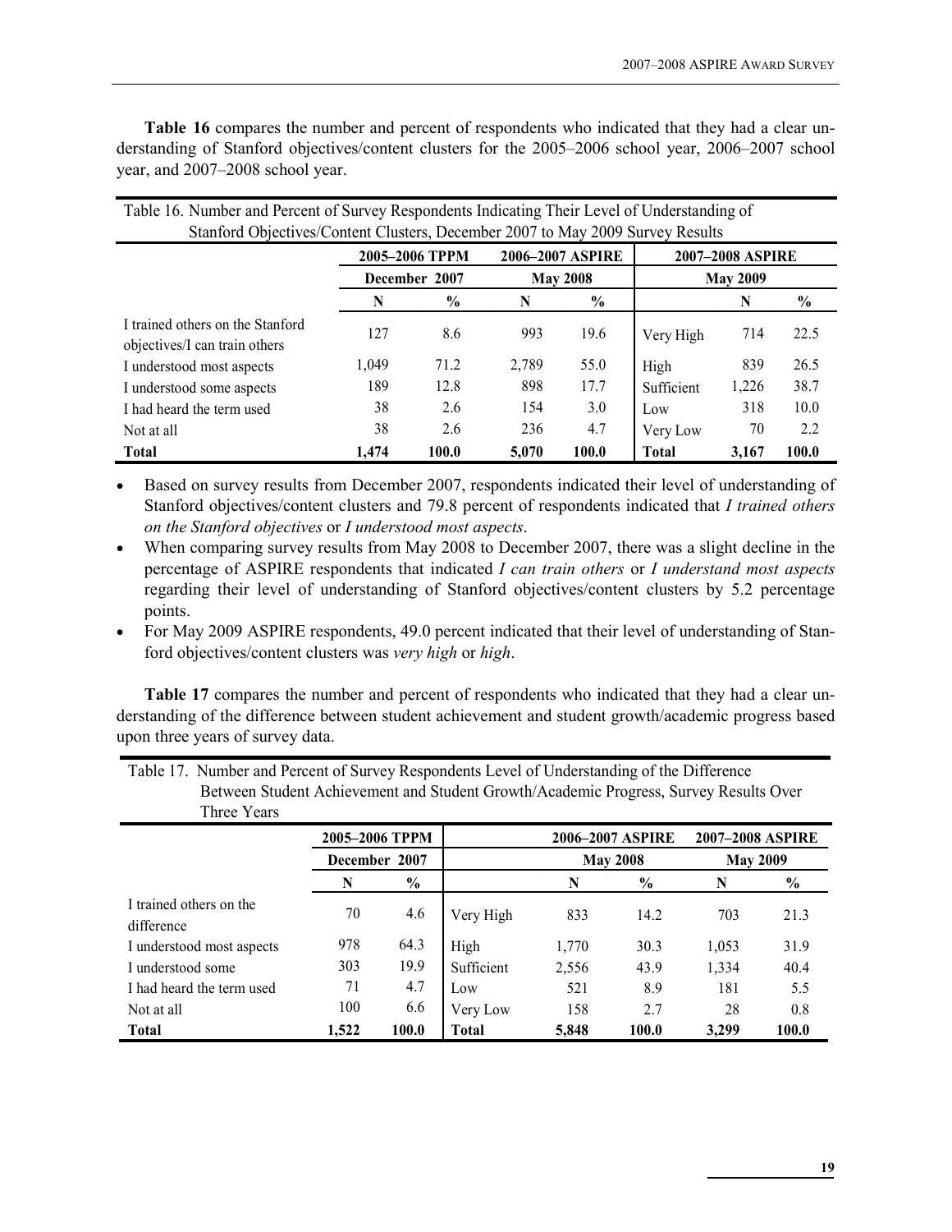**Table 16** compares the number and percent of respondents who indicated that they had a clear understanding of Stanford objectives/content clusters for the 2005–2006 school year, 2006–2007 school year, and 2007–2008 school year.

Table 16. Number and Percent of Survey Respondents Indicating Their Level of Understanding of Stanford Objectives/Content Clusters, December 2007 to May 2009 Survey Results

| | 2005–2006 TPPM | | 2006–2007 ASPIRE | | 2007–2008 ASPIRE | | |
|---|---|---|---|---|---|---|---|
| | December 2007 | | May 2008 | | May 2009 | | |
| | N | % | N | % | | N | % |
| I trained others on the Stanford objectives/I can train others | 127 | 8.6 | 993 | 19.6 | Very High | 714 | 22.5 |
| I understood most aspects | 1,049 | 71.2 | 2,789 | 55.0 | High | 839 | 26.5 |
| I understood some aspects | 189 | 12.8 | 898 | 17.7 | Sufficient | 1,226 | 38.7 |
| I had heard the term used | 38 | 2.6 | 154 | 3.0 | Low | 318 | 10.0 |
| Not at all | 38 | 2.6 | 236 | 4.7 | Very Low | 70 | 2.2 |
| **Total** | **1,474** | **100.0** | **5,070** | **100.0** | **Total** | **3,167** | **100.0** |

- Based on survey results from December 2007, respondents indicated their level of understanding of Stanford objectives/content clusters and 79.8 percent of respondents indicated that *I trained others on the Stanford objectives* or *I understood most aspects*.
- When comparing survey results from May 2008 to December 2007, there was a slight decline in the percentage of ASPIRE respondents that indicated *I can train others* or *I understand most aspects* regarding their level of understanding of Stanford objectives/content clusters by 5.2 percentage points.
- For May 2009 ASPIRE respondents, 49.0 percent indicated that their level of understanding of Stanford objectives/content clusters was *very high* or *high*.

**Table 17** compares the number and percent of respondents who indicated that they had a clear understanding of the difference between student achievement and student growth/academic progress based upon three years of survey data.

Table 17. Number and Percent of Survey Respondents Level of Understanding of the Difference Between Student Achievement and Student Growth/Academic Progress, Survey Results Over Three Years

| | 2005–2006 TPPM | | | 2006–2007 ASPIRE | | 2007–2008 ASPIRE | |
|---|---|---|---|---|---|---|---|
| | December 2007 | | | May 2008 | | May 2009 | |
| | N | % | | N | % | N | % |
| I trained others on the difference | 70 | 4.6 | Very High | 833 | 14.2 | 703 | 21.3 |
| I understood most aspects | 978 | 64.3 | High | 1,770 | 30.3 | 1,053 | 31.9 |
| I understood some | 303 | 19.9 | Sufficient | 2,556 | 43.9 | 1,334 | 40.4 |
| I had heard the term used | 71 | 4.7 | Low | 521 | 8.9 | 181 | 5.5 |
| Not at all | 100 | 6.6 | Very Low | 158 | 2.7 | 28 | 0.8 |
| **Total** | **1,522** | **100.0** | **Total** | **5,848** | **100.0** | **3,299** | **100.0** |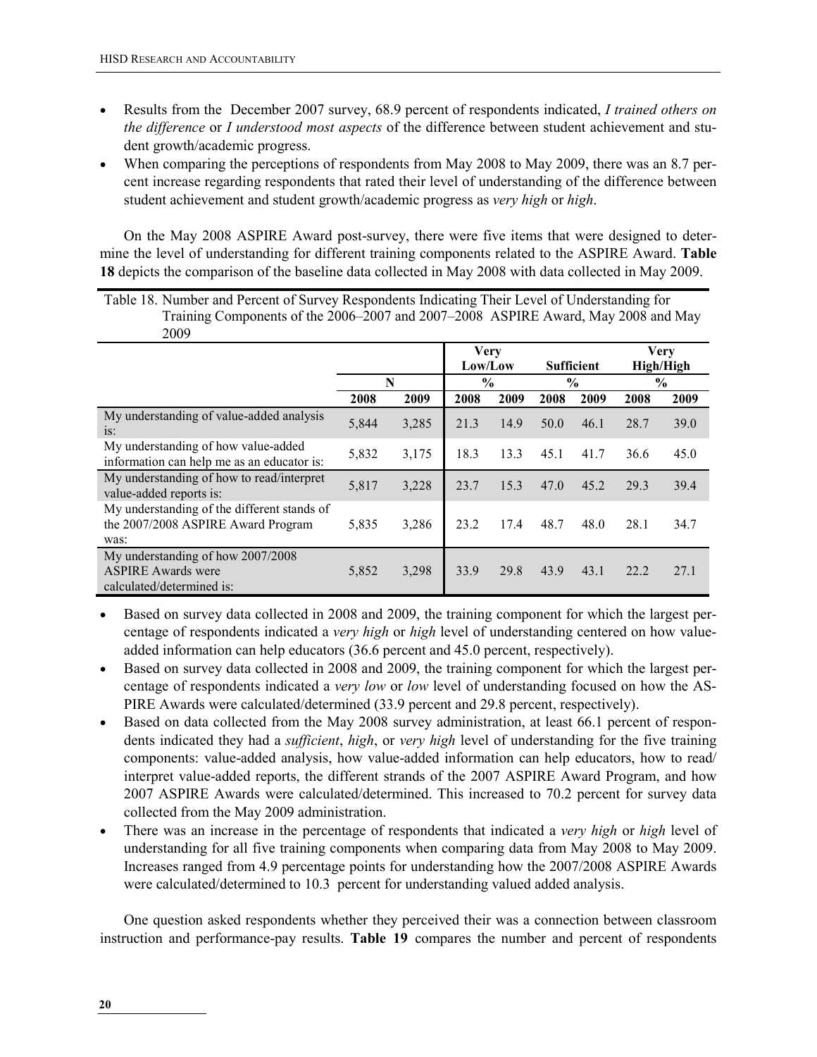- Results from the  December 2007 survey, 68.9 percent of respondents indicated, *I trained others on the difference* or *I understood most aspects* of the difference between student achievement and student growth/academic progress.
- When comparing the perceptions of respondents from May 2008 to May 2009, there was an 8.7 percent increase regarding respondents that rated their level of understanding of the difference between student achievement and student growth/academic progress as *very high* or *high*.

On the May 2008 ASPIRE Award post-survey, there were five items that were designed to determine the level of understanding for different training components related to the ASPIRE Award. **Table 18** depicts the comparison of the baseline data collected in May 2008 with data collected in May 2009.

Table 18. Number and Percent of Survey Respondents Indicating Their Level of Understanding for Training Components of the 2006–2007 and 2007–2008 ASPIRE Award, May 2008 and May 2009

| | N | | Very Low/Low | | Sufficient | | Very High/High | |
|---|---|---|---|---|---|---|---|---|
| | | | % | | % | | % | |
| | 2008 | 2009 | 2008 | 2009 | 2008 | 2009 | 2008 | 2009 |
| My understanding of value-added analysis is: | 5,844 | 3,285 | 21.3 | 14.9 | 50.0 | 46.1 | 28.7 | 39.0 |
| My understanding of how value-added information can help me as an educator is: | 5,832 | 3,175 | 18.3 | 13.3 | 45.1 | 41.7 | 36.6 | 45.0 |
| My understanding of how to read/interpret value-added reports is: | 5,817 | 3,228 | 23.7 | 15.3 | 47.0 | 45.2 | 29.3 | 39.4 |
| My understanding of the different stands of the 2007/2008 ASPIRE Award Program was: | 5,835 | 3,286 | 23.2 | 17.4 | 48.7 | 48.0 | 28.1 | 34.7 |
| My understanding of how 2007/2008 ASPIRE Awards were calculated/determined is: | 5,852 | 3,298 | 33.9 | 29.8 | 43.9 | 43.1 | 22.2 | 27.1 |

- Based on survey data collected in 2008 and 2009, the training component for which the largest percentage of respondents indicated a *very high* or *high* level of understanding centered on how value-added information can help educators (36.6 percent and 45.0 percent, respectively).
- Based on survey data collected in 2008 and 2009, the training component for which the largest percentage of respondents indicated a *very low* or *low* level of understanding focused on how the ASPIRE Awards were calculated/determined (33.9 percent and 29.8 percent, respectively).
- Based on data collected from the May 2008 survey administration, at least 66.1 percent of respondents indicated they had a *sufficient*, *high*, or *very high* level of understanding for the five training components: value-added analysis, how value-added information can help educators, how to read/ interpret value-added reports, the different strands of the 2007 ASPIRE Award Program, and how 2007 ASPIRE Awards were calculated/determined. This increased to 70.2 percent for survey data collected from the May 2009 administration.
- There was an increase in the percentage of respondents that indicated a *very high* or *high* level of understanding for all five training components when comparing data from May 2008 to May 2009. Increases ranged from 4.9 percentage points for understanding how the 2007/2008 ASPIRE Awards were calculated/determined to 10.3  percent for understanding valued added analysis.

One question asked respondents whether they perceived their was a connection between classroom instruction and performance-pay results. **Table 19** compares the number and percent of respondents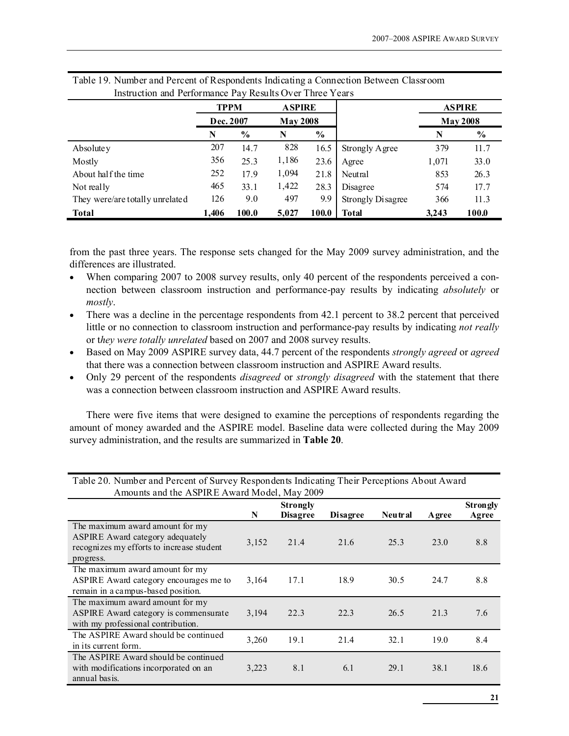Table 19. Number and Percent of Respondents Indicating a Connection Between Classroom Instruction and Performance Pay Results Over Three Years

| | TPPM | | ASPIRE | | | ASPIRE | |
|---|---|---|---|---|---|---|---|
| | Dec. 2007 | | May 2008 | | | May 2008 | |
| | N | % | N | % | | N | % |
| Absolutey | 207 | 14.7 | 828 | 16.5 | Strongly Agree | 379 | 11.7 |
| Mostly | 356 | 25.3 | 1,186 | 23.6 | Agree | 1,071 | 33.0 |
| About half the time | 252 | 17.9 | 1,094 | 21.8 | Neutral | 853 | 26.3 |
| Not really | 465 | 33.1 | 1,422 | 28.3 | Disagree | 574 | 17.7 |
| They were/are totally unrelated | 126 | 9.0 | 497 | 9.9 | Strongly Disagree | 366 | 11.3 |
| **Total** | **1,406** | **100.0** | **5,027** | **100.0** | **Total** | **3,243** | **100.0** |

from the past three years. The response sets changed for the May 2009 survey administration, and the differences are illustrated.

- When comparing 2007 to 2008 survey results, only 40 percent of the respondents perceived a connection between classroom instruction and performance-pay results by indicating *absolutely* or *mostly*.
- There was a decline in the percentage respondents from 42.1 percent to 38.2 percent that perceived little or no connection to classroom instruction and performance-pay results by indicating *not really* or t*hey were totally unrelated* based on 2007 and 2008 survey results.
- Based on May 2009 ASPIRE survey data, 44.7 percent of the respondents *strongly agreed* or *agreed* that there was a connection between classroom instruction and ASPIRE Award results.
- Only 29 percent of the respondents *disagreed* or *strongly disagreed* with the statement that there was a connection between classroom instruction and ASPIRE Award results.

There were five items that were designed to examine the perceptions of respondents regarding the amount of money awarded and the ASPIRE model. Baseline data were collected during the May 2009 survey administration, and the results are summarized in **Table 20**.

Table 20. Number and Percent of Survey Respondents Indicating Their Perceptions About Award Amounts and the ASPIRE Award Model, May 2009

| | N | Strongly Disagree | Disagree | Neutral | Agree | Strongly Agree |
|---|---|---|---|---|---|---|
| The maximum award amount for my ASPIRE Award category adequately recognizes my efforts to increase student progress. | 3,152 | 21.4 | 21.6 | 25.3 | 23.0 | 8.8 |
| The maximum award amount for my ASPIRE Award category encourages me to remain in a campus-based position. | 3,164 | 17.1 | 18.9 | 30.5 | 24.7 | 8.8 |
| The maximum award amount for my ASPIRE Award category is commensurate with my professional contribution. | 3,194 | 22.3 | 22.3 | 26.5 | 21.3 | 7.6 |
| The ASPIRE Award should be continued in its current form. | 3,260 | 19.1 | 21.4 | 32.1 | 19.0 | 8.4 |
| The ASPIRE Award should be continued with modifications incorporated on an annual basis. | 3,223 | 8.1 | 6.1 | 29.1 | 38.1 | 18.6 |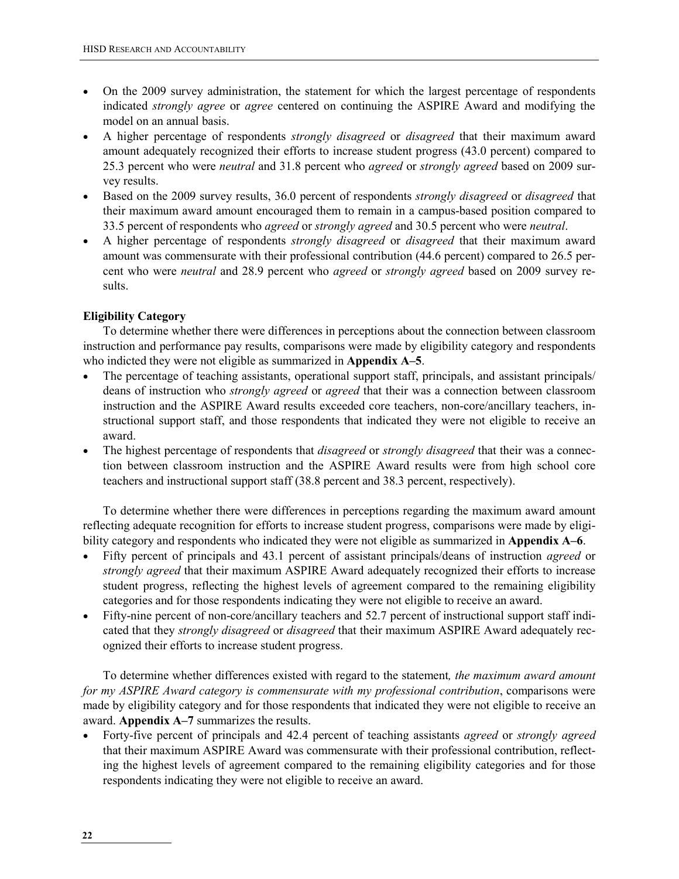- On the 2009 survey administration, the statement for which the largest percentage of respondents indicated *strongly agree* or *agree* centered on continuing the ASPIRE Award and modifying the model on an annual basis.
- A higher percentage of respondents *strongly disagreed* or *disagreed* that their maximum award amount adequately recognized their efforts to increase student progress (43.0 percent) compared to 25.3 percent who were *neutral* and 31.8 percent who *agreed* or *strongly agreed* based on 2009 survey results.
- Based on the 2009 survey results, 36.0 percent of respondents *strongly disagreed* or *disagreed* that their maximum award amount encouraged them to remain in a campus-based position compared to 33.5 percent of respondents who *agreed* or *strongly agreed* and 30.5 percent who were *neutral*.
- A higher percentage of respondents *strongly disagreed* or *disagreed* that their maximum award amount was commensurate with their professional contribution (44.6 percent) compared to 26.5 percent who were *neutral* and 28.9 percent who *agreed* or *strongly agreed* based on 2009 survey results.

**Eligibility Category**

To determine whether there were differences in perceptions about the connection between classroom instruction and performance pay results, comparisons were made by eligibility category and respondents who indicted they were not eligible as summarized in **Appendix A–5**.

- The percentage of teaching assistants, operational support staff, principals, and assistant principals/deans of instruction who *strongly agreed* or *agreed* that their was a connection between classroom instruction and the ASPIRE Award results exceeded core teachers, non-core/ancillary teachers, instructional support staff, and those respondents that indicated they were not eligible to receive an award.
- The highest percentage of respondents that *disagreed* or *strongly disagreed* that their was a connection between classroom instruction and the ASPIRE Award results were from high school core teachers and instructional support staff (38.8 percent and 38.3 percent, respectively).

To determine whether there were differences in perceptions regarding the maximum award amount reflecting adequate recognition for efforts to increase student progress, comparisons were made by eligibility category and respondents who indicated they were not eligible as summarized in **Appendix A–6**.

- Fifty percent of principals and 43.1 percent of assistant principals/deans of instruction *agreed* or *strongly agreed* that their maximum ASPIRE Award adequately recognized their efforts to increase student progress, reflecting the highest levels of agreement compared to the remaining eligibility categories and for those respondents indicating they were not eligible to receive an award.
- Fifty-nine percent of non-core/ancillary teachers and 52.7 percent of instructional support staff indicated that they *strongly disagreed* or *disagreed* that their maximum ASPIRE Award adequately recognized their efforts to increase student progress.

To determine whether differences existed with regard to the statement*, the maximum award amount for my ASPIRE Award category is commensurate with my professional contribution*, comparisons were made by eligibility category and for those respondents that indicated they were not eligible to receive an award. **Appendix A–7** summarizes the results.

- Forty-five percent of principals and 42.4 percent of teaching assistants *agreed* or *strongly agreed* that their maximum ASPIRE Award was commensurate with their professional contribution, reflecting the highest levels of agreement compared to the remaining eligibility categories and for those respondents indicating they were not eligible to receive an award.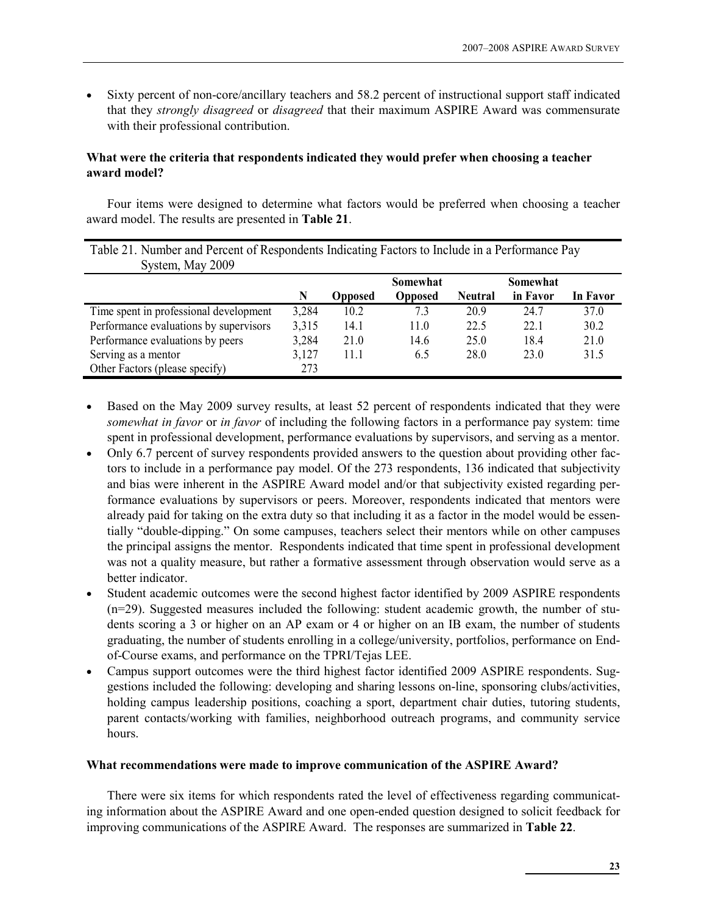- Sixty percent of non-core/ancillary teachers and 58.2 percent of instructional support staff indicated that they *strongly disagreed* or *disagreed* that their maximum ASPIRE Award was commensurate with their professional contribution.

**What were the criteria that respondents indicated they would prefer when choosing a teacher award model?**

Four items were designed to determine what factors would be preferred when choosing a teacher award model. The results are presented in **Table 21**.

Table 21. Number and Percent of Respondents Indicating Factors to Include in a Performance Pay System, May 2009

| | N | Opposed | Somewhat Opposed | Neutral | Somewhat in Favor | In Favor |
|---|---|---|---|---|---|---|
| Time spent in professional development | 3,284 | 10.2 | 7.3 | 20.9 | 24.7 | 37.0 |
| Performance evaluations by supervisors | 3,315 | 14.1 | 11.0 | 22.5 | 22.1 | 30.2 |
| Performance evaluations by peers | 3,284 | 21.0 | 14.6 | 25.0 | 18.4 | 21.0 |
| Serving as a mentor | 3,127 | 11.1 | 6.5 | 28.0 | 23.0 | 31.5 |
| Other Factors (please specify) | 273 | | | | | |

- Based on the May 2009 survey results, at least 52 percent of respondents indicated that they were *somewhat in favor* or *in favor* of including the following factors in a performance pay system: time spent in professional development, performance evaluations by supervisors, and serving as a mentor.
- Only 6.7 percent of survey respondents provided answers to the question about providing other factors to include in a performance pay model. Of the 273 respondents, 136 indicated that subjectivity and bias were inherent in the ASPIRE Award model and/or that subjectivity existed regarding performance evaluations by supervisors or peers. Moreover, respondents indicated that mentors were already paid for taking on the extra duty so that including it as a factor in the model would be essentially "double-dipping." On some campuses, teachers select their mentors while on other campuses the principal assigns the mentor. Respondents indicated that time spent in professional development was not a quality measure, but rather a formative assessment through observation would serve as a better indicator.
- Student academic outcomes were the second highest factor identified by 2009 ASPIRE respondents (n=29). Suggested measures included the following: student academic growth, the number of students scoring a 3 or higher on an AP exam or 4 or higher on an IB exam, the number of students graduating, the number of students enrolling in a college/university, portfolios, performance on End-of-Course exams, and performance on the TPRI/Tejas LEE.
- Campus support outcomes were the third highest factor identified 2009 ASPIRE respondents. Suggestions included the following: developing and sharing lessons on-line, sponsoring clubs/activities, holding campus leadership positions, coaching a sport, department chair duties, tutoring students, parent contacts/working with families, neighborhood outreach programs, and community service hours.

**What recommendations were made to improve communication of the ASPIRE Award?**

There were six items for which respondents rated the level of effectiveness regarding communicating information about the ASPIRE Award and one open-ended question designed to solicit feedback for improving communications of the ASPIRE Award. The responses are summarized in **Table 22**.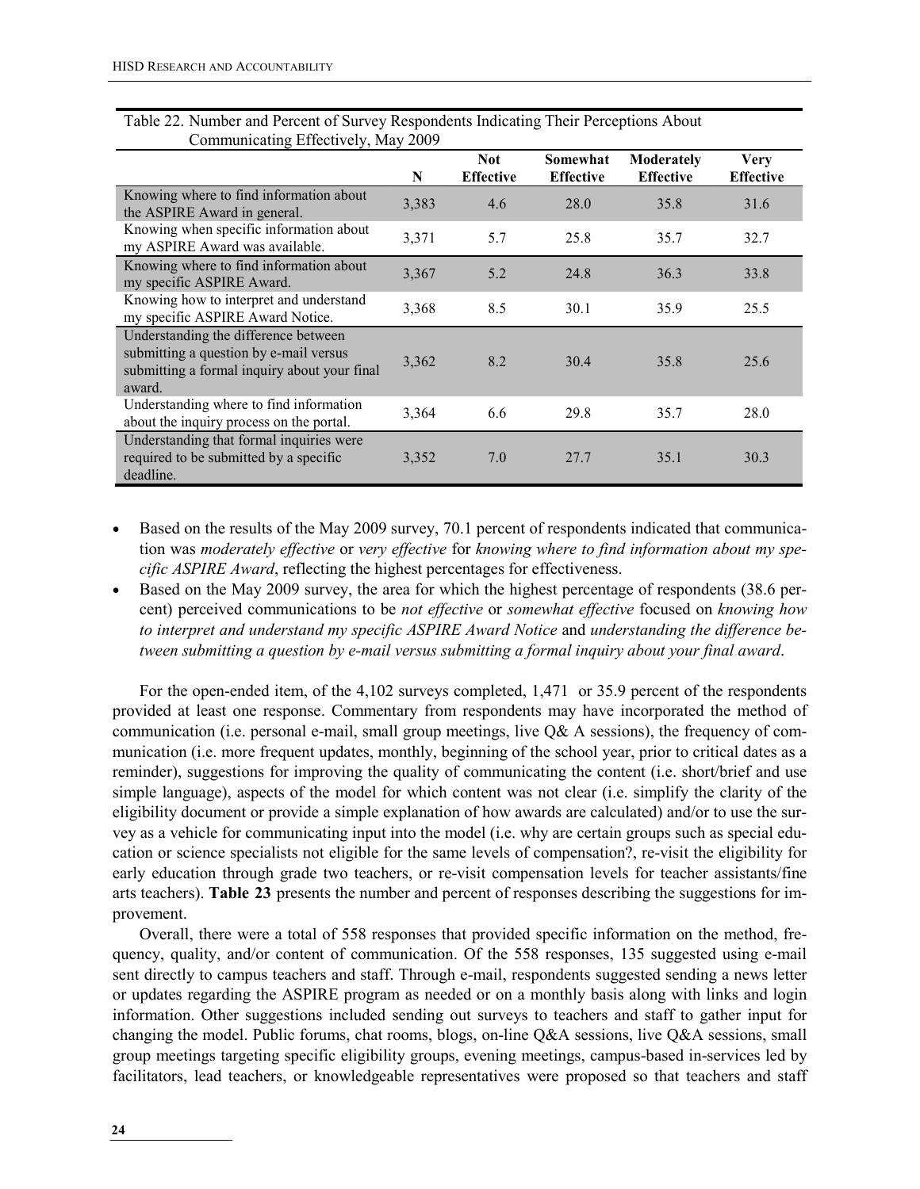Table 22. Number and Percent of Survey Respondents Indicating Their Perceptions About Communicating Effectively, May 2009

| | N | Not Effective | Somewhat Effective | Moderately Effective | Very Effective |
|---|---|---|---|---|---|
| Knowing where to find information about the ASPIRE Award in general. | 3,383 | 4.6 | 28.0 | 35.8 | 31.6 |
| Knowing when specific information about my ASPIRE Award was available. | 3,371 | 5.7 | 25.8 | 35.7 | 32.7 |
| Knowing where to find information about my specific ASPIRE Award. | 3,367 | 5.2 | 24.8 | 36.3 | 33.8 |
| Knowing how to interpret and understand my specific ASPIRE Award Notice. | 3,368 | 8.5 | 30.1 | 35.9 | 25.5 |
| Understanding the difference between submitting a question by e-mail versus submitting a formal inquiry about your final award. | 3,362 | 8.2 | 30.4 | 35.8 | 25.6 |
| Understanding where to find information about the inquiry process on the portal. | 3,364 | 6.6 | 29.8 | 35.7 | 28.0 |
| Understanding that formal inquiries were required to be submitted by a specific deadline. | 3,352 | 7.0 | 27.7 | 35.1 | 30.3 |

- Based on the results of the May 2009 survey, 70.1 percent of respondents indicated that communication was *moderately effective* or *very effective* for *knowing where to find information about my specific ASPIRE Award*, reflecting the highest percentages for effectiveness.
- Based on the May 2009 survey, the area for which the highest percentage of respondents (38.6 percent) perceived communications to be *not effective* or *somewhat effective* focused on *knowing how to interpret and understand my specific ASPIRE Award Notice* and *understanding the difference between submitting a question by e-mail versus submitting a formal inquiry about your final award*.

For the open-ended item, of the 4,102 surveys completed, 1,471 or 35.9 percent of the respondents provided at least one response. Commentary from respondents may have incorporated the method of communication (i.e. personal e-mail, small group meetings, live Q& A sessions), the frequency of communication (i.e. more frequent updates, monthly, beginning of the school year, prior to critical dates as a reminder), suggestions for improving the quality of communicating the content (i.e. short/brief and use simple language), aspects of the model for which content was not clear (i.e. simplify the clarity of the eligibility document or provide a simple explanation of how awards are calculated) and/or to use the survey as a vehicle for communicating input into the model (i.e. why are certain groups such as special education or science specialists not eligible for the same levels of compensation?, re-visit the eligibility for early education through grade two teachers, or re-visit compensation levels for teacher assistants/fine arts teachers). **Table 23** presents the number and percent of responses describing the suggestions for improvement.

Overall, there were a total of 558 responses that provided specific information on the method, frequency, quality, and/or content of communication. Of the 558 responses, 135 suggested using e-mail sent directly to campus teachers and staff. Through e-mail, respondents suggested sending a news letter or updates regarding the ASPIRE program as needed or on a monthly basis along with links and login information. Other suggestions included sending out surveys to teachers and staff to gather input for changing the model. Public forums, chat rooms, blogs, on-line Q&A sessions, live Q&A sessions, small group meetings targeting specific eligibility groups, evening meetings, campus-based in-services led by facilitators, lead teachers, or knowledgeable representatives were proposed so that teachers and staff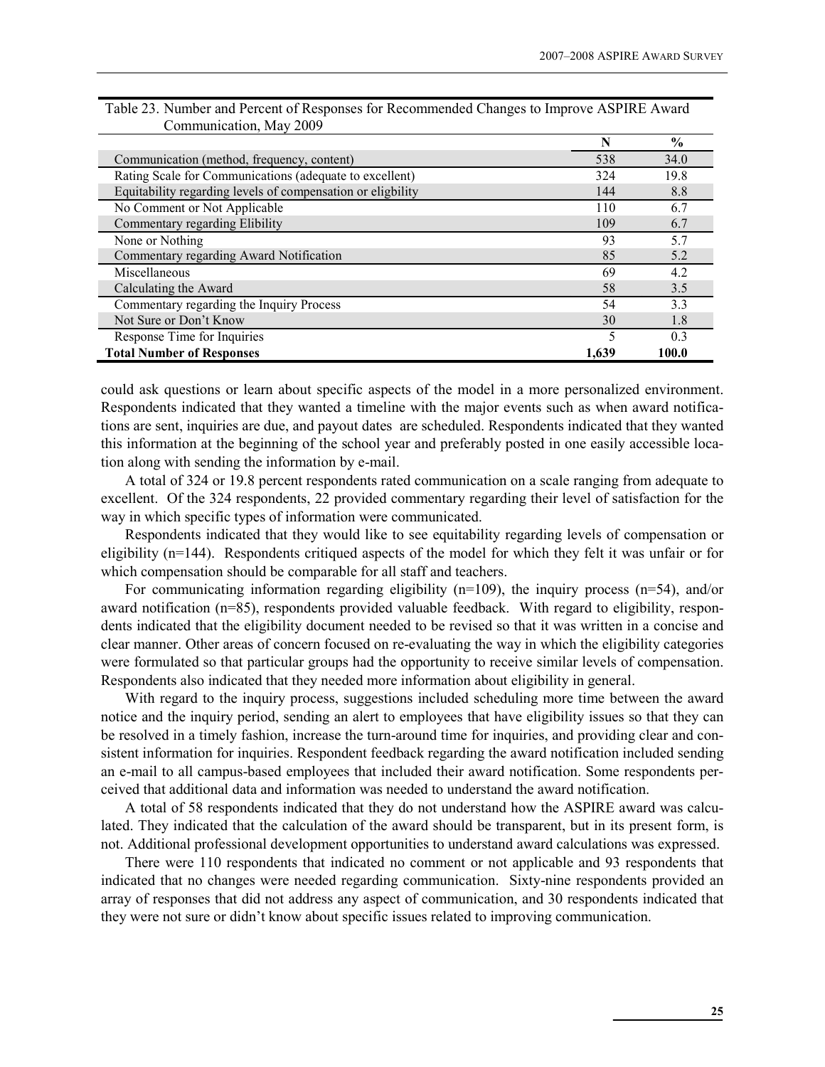Table 23. Number and Percent of Responses for Recommended Changes to Improve ASPIRE Award Communication, May 2009

| | N | % |
|---|---|---|
| Communication (method, frequency, content) | 538 | 34.0 |
| Rating Scale for Communications (adequate to excellent) | 324 | 19.8 |
| Equitability regarding levels of compensation or eligbility | 144 | 8.8 |
| No Comment or Not Applicable | 110 | 6.7 |
| Commentary regarding Elibility | 109 | 6.7 |
| None or Nothing | 93 | 5.7 |
| Commentary regarding Award Notification | 85 | 5.2 |
| Miscellaneous | 69 | 4.2 |
| Calculating the Award | 58 | 3.5 |
| Commentary regarding the Inquiry Process | 54 | 3.3 |
| Not Sure or Don't Know | 30 | 1.8 |
| Response Time for Inquiries | 5 | 0.3 |
| **Total Number of Responses** | **1,639** | **100.0** |

could ask questions or learn about specific aspects of the model in a more personalized environment. Respondents indicated that they wanted a timeline with the major events such as when award notifications are sent, inquiries are due, and payout dates are scheduled. Respondents indicated that they wanted this information at the beginning of the school year and preferably posted in one easily accessible location along with sending the information by e-mail.

A total of 324 or 19.8 percent respondents rated communication on a scale ranging from adequate to excellent. Of the 324 respondents, 22 provided commentary regarding their level of satisfaction for the way in which specific types of information were communicated.

Respondents indicated that they would like to see equitability regarding levels of compensation or eligibility (n=144). Respondents critiqued aspects of the model for which they felt it was unfair or for which compensation should be comparable for all staff and teachers.

For communicating information regarding eligibility (n=109), the inquiry process (n=54), and/or award notification (n=85), respondents provided valuable feedback. With regard to eligibility, respondents indicated that the eligibility document needed to be revised so that it was written in a concise and clear manner. Other areas of concern focused on re-evaluating the way in which the eligibility categories were formulated so that particular groups had the opportunity to receive similar levels of compensation. Respondents also indicated that they needed more information about eligibility in general.

With regard to the inquiry process, suggestions included scheduling more time between the award notice and the inquiry period, sending an alert to employees that have eligibility issues so that they can be resolved in a timely fashion, increase the turn-around time for inquiries, and providing clear and consistent information for inquiries. Respondent feedback regarding the award notification included sending an e-mail to all campus-based employees that included their award notification. Some respondents perceived that additional data and information was needed to understand the award notification.

A total of 58 respondents indicated that they do not understand how the ASPIRE award was calculated. They indicated that the calculation of the award should be transparent, but in its present form, is not. Additional professional development opportunities to understand award calculations was expressed.

There were 110 respondents that indicated no comment or not applicable and 93 respondents that indicated that no changes were needed regarding communication. Sixty-nine respondents provided an array of responses that did not address any aspect of communication, and 30 respondents indicated that they were not sure or didn't know about specific issues related to improving communication.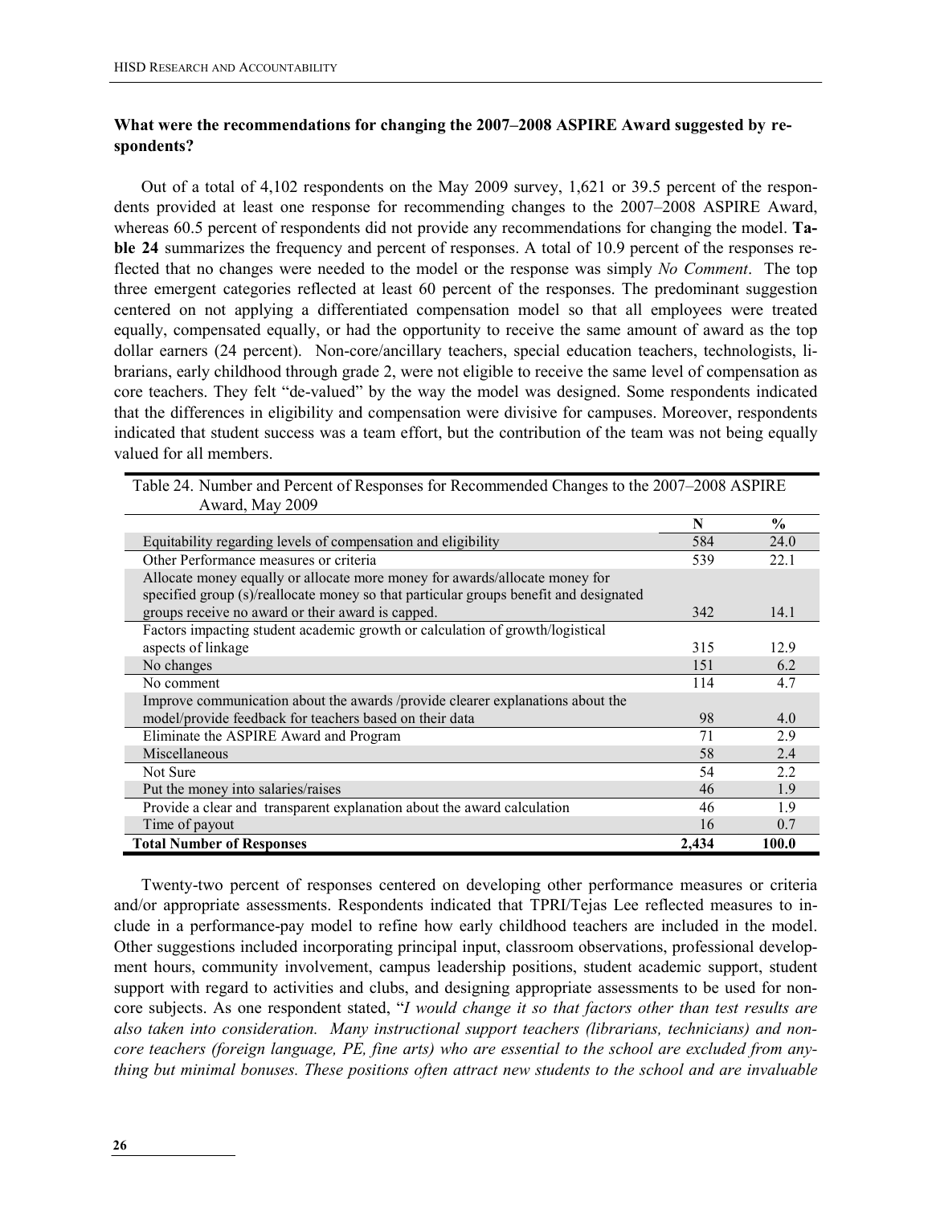### What were the recommendations for changing the 2007–2008 ASPIRE Award suggested by respondents?

Out of a total of 4,102 respondents on the May 2009 survey, 1,621 or 39.5 percent of the respondents provided at least one response for recommending changes to the 2007–2008 ASPIRE Award, whereas 60.5 percent of respondents did not provide any recommendations for changing the model. **Table 24** summarizes the frequency and percent of responses. A total of 10.9 percent of the responses reflected that no changes were needed to the model or the response was simply *No Comment*. The top three emergent categories reflected at least 60 percent of the responses. The predominant suggestion centered on not applying a differentiated compensation model so that all employees were treated equally, compensated equally, or had the opportunity to receive the same amount of award as the top dollar earners (24 percent). Non-core/ancillary teachers, special education teachers, technologists, librarians, early childhood through grade 2, were not eligible to receive the same level of compensation as core teachers. They felt "de-valued" by the way the model was designed. Some respondents indicated that the differences in eligibility and compensation were divisive for campuses. Moreover, respondents indicated that student success was a team effort, but the contribution of the team was not being equally valued for all members.

Table 24. Number and Percent of Responses for Recommended Changes to the 2007–2008 ASPIRE Award, May 2009

| | N | % |
|---|---|---|
| Equitability regarding levels of compensation and eligibility | 584 | 24.0 |
| Other Performance measures or criteria | 539 | 22.1 |
| Allocate money equally or allocate more money for awards/allocate money for specified group (s)/reallocate money so that particular groups benefit and designated groups receive no award or their award is capped. | 342 | 14.1 |
| Factors impacting student academic growth or calculation of growth/logistical aspects of linkage | 315 | 12.9 |
| No changes | 151 | 6.2 |
| No comment | 114 | 4.7 |
| Improve communication about the awards /provide clearer explanations about the model/provide feedback for teachers based on their data | 98 | 4.0 |
| Eliminate the ASPIRE Award and Program | 71 | 2.9 |
| Miscellaneous | 58 | 2.4 |
| Not Sure | 54 | 2.2 |
| Put the money into salaries/raises | 46 | 1.9 |
| Provide a clear and transparent explanation about the award calculation | 46 | 1.9 |
| Time of payout | 16 | 0.7 |
| **Total Number of Responses** | **2,434** | **100.0** |

Twenty-two percent of responses centered on developing other performance measures or criteria and/or appropriate assessments. Respondents indicated that TPRI/Tejas Lee reflected measures to include in a performance-pay model to refine how early childhood teachers are included in the model. Other suggestions included incorporating principal input, classroom observations, professional development hours, community involvement, campus leadership positions, student academic support, student support with regard to activities and clubs, and designing appropriate assessments to be used for non-core subjects. As one respondent stated, "*I would change it so that factors other than test results are also taken into consideration. Many instructional support teachers (librarians, technicians) and non-core teachers (foreign language, PE, fine arts) who are essential to the school are excluded from anything but minimal bonuses. These positions often attract new students to the school and are invaluable*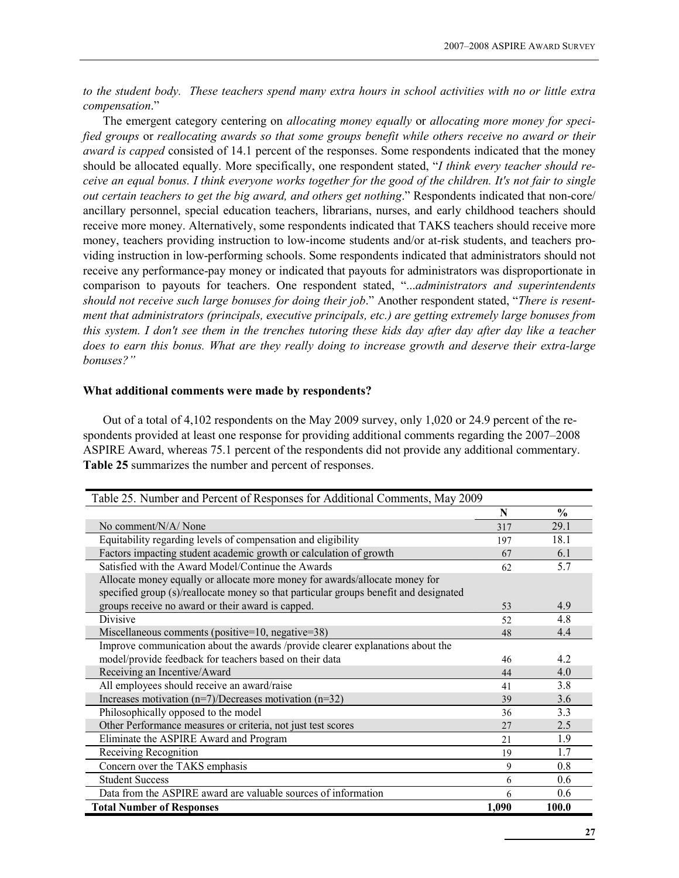*to the student body. These teachers spend many extra hours in school activities with no or little extra compensation*."

The emergent category centering on *allocating money equally* or *allocating more money for specified groups* or *reallocating awards so that some groups benefit while others receive no award or their award is capped* consisted of 14.1 percent of the responses. Some respondents indicated that the money should be allocated equally. More specifically, one respondent stated, "*I think every teacher should receive an equal bonus. I think everyone works together for the good of the children. It's not fair to single out certain teachers to get the big award, and others get nothing*." Respondents indicated that non-core/ ancillary personnel, special education teachers, librarians, nurses, and early childhood teachers should receive more money. Alternatively, some respondents indicated that TAKS teachers should receive more money, teachers providing instruction to low-income students and/or at-risk students, and teachers providing instruction in low-performing schools. Some respondents indicated that administrators should not receive any performance-pay money or indicated that payouts for administrators was disproportionate in comparison to payouts for teachers. One respondent stated, "*...administrators and superintendents should not receive such large bonuses for doing their job*." Another respondent stated, "*There is resentment that administrators (principals, executive principals, etc.) are getting extremely large bonuses from this system. I don't see them in the trenches tutoring these kids day after day after day like a teacher does to earn this bonus. What are they really doing to increase growth and deserve their extra-large bonuses?"*

### What additional comments were made by respondents?

Out of a total of 4,102 respondents on the May 2009 survey, only 1,020 or 24.9 percent of the respondents provided at least one response for providing additional comments regarding the 2007–2008 ASPIRE Award, whereas 75.1 percent of the respondents did not provide any additional commentary. **Table 25** summarizes the number and percent of responses.

Table 25. Number and Percent of Responses for Additional Comments, May 2009

| | N | % |
|---|---|---|
| No comment/N/A/ None | 317 | 29.1 |
| Equitability regarding levels of compensation and eligibility | 197 | 18.1 |
| Factors impacting student academic growth or calculation of growth | 67 | 6.1 |
| Satisfied with the Award Model/Continue the Awards | 62 | 5.7 |
| Allocate money equally or allocate more money for awards/allocate money for specified group (s)/reallocate money so that particular groups benefit and designated groups receive no award or their award is capped. | 53 | 4.9 |
| Divisive | 52 | 4.8 |
| Miscellaneous comments (positive=10, negative=38) | 48 | 4.4 |
| Improve communication about the awards /provide clearer explanations about the model/provide feedback for teachers based on their data | 46 | 4.2 |
| Receiving an Incentive/Award | 44 | 4.0 |
| All employees should receive an award/raise | 41 | 3.8 |
| Increases motivation (n=7)/Decreases motivation (n=32) | 39 | 3.6 |
| Philosophically opposed to the model | 36 | 3.3 |
| Other Performance measures or criteria, not just test scores | 27 | 2.5 |
| Eliminate the ASPIRE Award and Program | 21 | 1.9 |
| Receiving Recognition | 19 | 1.7 |
| Concern over the TAKS emphasis | 9 | 0.8 |
| Student Success | 6 | 0.6 |
| Data from the ASPIRE award are valuable sources of information | 6 | 0.6 |
| **Total Number of Responses** | **1,090** | **100.0** |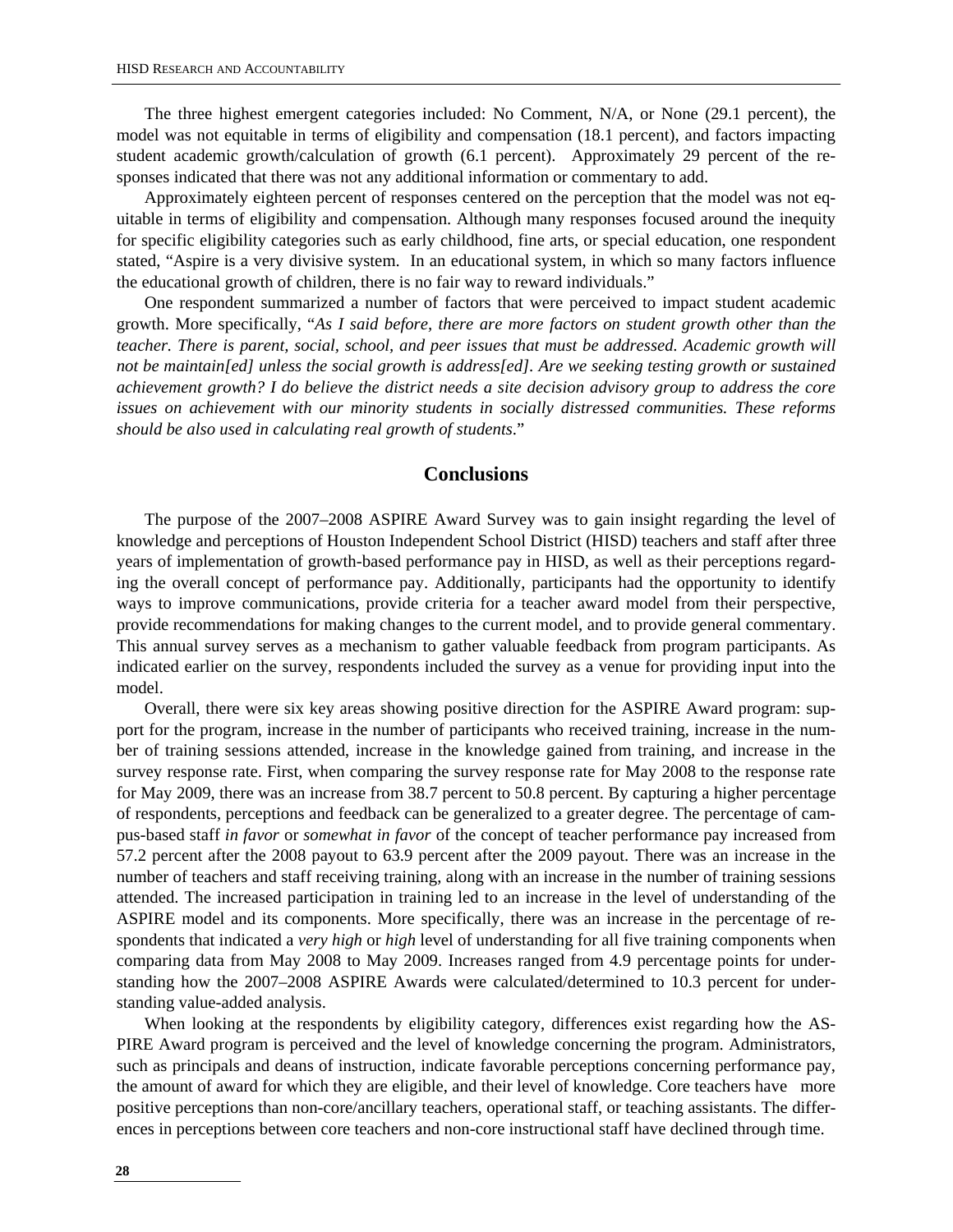The three highest emergent categories included: No Comment, N/A, or None (29.1 percent), the model was not equitable in terms of eligibility and compensation (18.1 percent), and factors impacting student academic growth/calculation of growth (6.1 percent). Approximately 29 percent of the responses indicated that there was not any additional information or commentary to add.

Approximately eighteen percent of responses centered on the perception that the model was not equitable in terms of eligibility and compensation. Although many responses focused around the inequity for specific eligibility categories such as early childhood, fine arts, or special education, one respondent stated, "Aspire is a very divisive system. In an educational system, in which so many factors influence the educational growth of children, there is no fair way to reward individuals."

One respondent summarized a number of factors that were perceived to impact student academic growth. More specifically, "*As I said before, there are more factors on student growth other than the teacher. There is parent, social, school, and peer issues that must be addressed. Academic growth will not be maintain[ed] unless the social growth is address[ed]. Are we seeking testing growth or sustained achievement growth? I do believe the district needs a site decision advisory group to address the core issues on achievement with our minority students in socially distressed communities. These reforms should be also used in calculating real growth of students*."

## Conclusions

The purpose of the 2007–2008 ASPIRE Award Survey was to gain insight regarding the level of knowledge and perceptions of Houston Independent School District (HISD) teachers and staff after three years of implementation of growth-based performance pay in HISD, as well as their perceptions regarding the overall concept of performance pay. Additionally, participants had the opportunity to identify ways to improve communications, provide criteria for a teacher award model from their perspective, provide recommendations for making changes to the current model, and to provide general commentary. This annual survey serves as a mechanism to gather valuable feedback from program participants. As indicated earlier on the survey, respondents included the survey as a venue for providing input into the model.

Overall, there were six key areas showing positive direction for the ASPIRE Award program: support for the program, increase in the number of participants who received training, increase in the number of training sessions attended, increase in the knowledge gained from training, and increase in the survey response rate. First, when comparing the survey response rate for May 2008 to the response rate for May 2009, there was an increase from 38.7 percent to 50.8 percent. By capturing a higher percentage of respondents, perceptions and feedback can be generalized to a greater degree. The percentage of campus-based staff *in favor* or *somewhat in favor* of the concept of teacher performance pay increased from 57.2 percent after the 2008 payout to 63.9 percent after the 2009 payout. There was an increase in the number of teachers and staff receiving training, along with an increase in the number of training sessions attended. The increased participation in training led to an increase in the level of understanding of the ASPIRE model and its components. More specifically, there was an increase in the percentage of respondents that indicated a *very high* or *high* level of understanding for all five training components when comparing data from May 2008 to May 2009. Increases ranged from 4.9 percentage points for understanding how the 2007–2008 ASPIRE Awards were calculated/determined to 10.3 percent for understanding value-added analysis.

When looking at the respondents by eligibility category, differences exist regarding how the ASPIRE Award program is perceived and the level of knowledge concerning the program. Administrators, such as principals and deans of instruction, indicate favorable perceptions concerning performance pay, the amount of award for which they are eligible, and their level of knowledge. Core teachers have more positive perceptions than non-core/ancillary teachers, operational staff, or teaching assistants. The differences in perceptions between core teachers and non-core instructional staff have declined through time.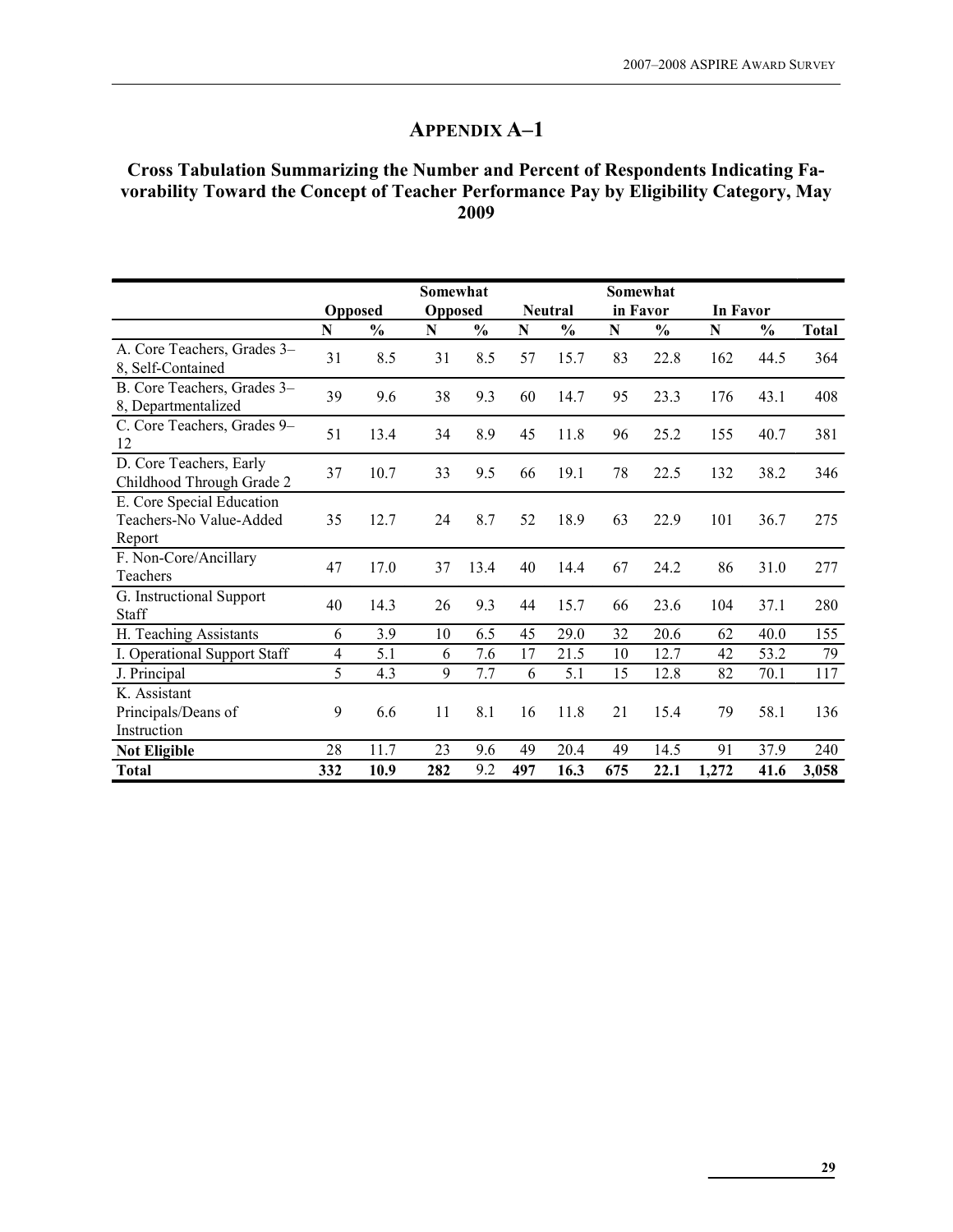## APPENDIX A–1

### Cross Tabulation Summarizing the Number and Percent of Respondents Indicating Favorability Toward the Concept of Teacher Performance Pay by Eligibility Category, May 2009

| | Opposed | | Somewhat Opposed | | Neutral | | Somewhat in Favor | | In Favor | | |
|---|---|---|---|---|---|---|---|---|---|---|---|
| | N | % | N | % | N | % | N | % | N | % | Total |
| A. Core Teachers, Grades 3–8, Self-Contained | 31 | 8.5 | 31 | 8.5 | 57 | 15.7 | 83 | 22.8 | 162 | 44.5 | 364 |
| B. Core Teachers, Grades 3–8, Departmentalized | 39 | 9.6 | 38 | 9.3 | 60 | 14.7 | 95 | 23.3 | 176 | 43.1 | 408 |
| C. Core Teachers, Grades 9–12 | 51 | 13.4 | 34 | 8.9 | 45 | 11.8 | 96 | 25.2 | 155 | 40.7 | 381 |
| D. Core Teachers, Early Childhood Through Grade 2 | 37 | 10.7 | 33 | 9.5 | 66 | 19.1 | 78 | 22.5 | 132 | 38.2 | 346 |
| E. Core Special Education Teachers-No Value-Added Report | 35 | 12.7 | 24 | 8.7 | 52 | 18.9 | 63 | 22.9 | 101 | 36.7 | 275 |
| F. Non-Core/Ancillary Teachers | 47 | 17.0 | 37 | 13.4 | 40 | 14.4 | 67 | 24.2 | 86 | 31.0 | 277 |
| G. Instructional Support Staff | 40 | 14.3 | 26 | 9.3 | 44 | 15.7 | 66 | 23.6 | 104 | 37.1 | 280 |
| H. Teaching Assistants | 6 | 3.9 | 10 | 6.5 | 45 | 29.0 | 32 | 20.6 | 62 | 40.0 | 155 |
| I. Operational Support Staff | 4 | 5.1 | 6 | 7.6 | 17 | 21.5 | 10 | 12.7 | 42 | 53.2 | 79 |
| J. Principal | 5 | 4.3 | 9 | 7.7 | 6 | 5.1 | 15 | 12.8 | 82 | 70.1 | 117 |
| K. Assistant Principals/Deans of Instruction | 9 | 6.6 | 11 | 8.1 | 16 | 11.8 | 21 | 15.4 | 79 | 58.1 | 136 |
| **Not Eligible** | 28 | 11.7 | 23 | 9.6 | 49 | 20.4 | 49 | 14.5 | 91 | 37.9 | 240 |
| **Total** | **332** | **10.9** | **282** | 9.2 | **497** | **16.3** | **675** | **22.1** | **1,272** | **41.6** | **3,058** |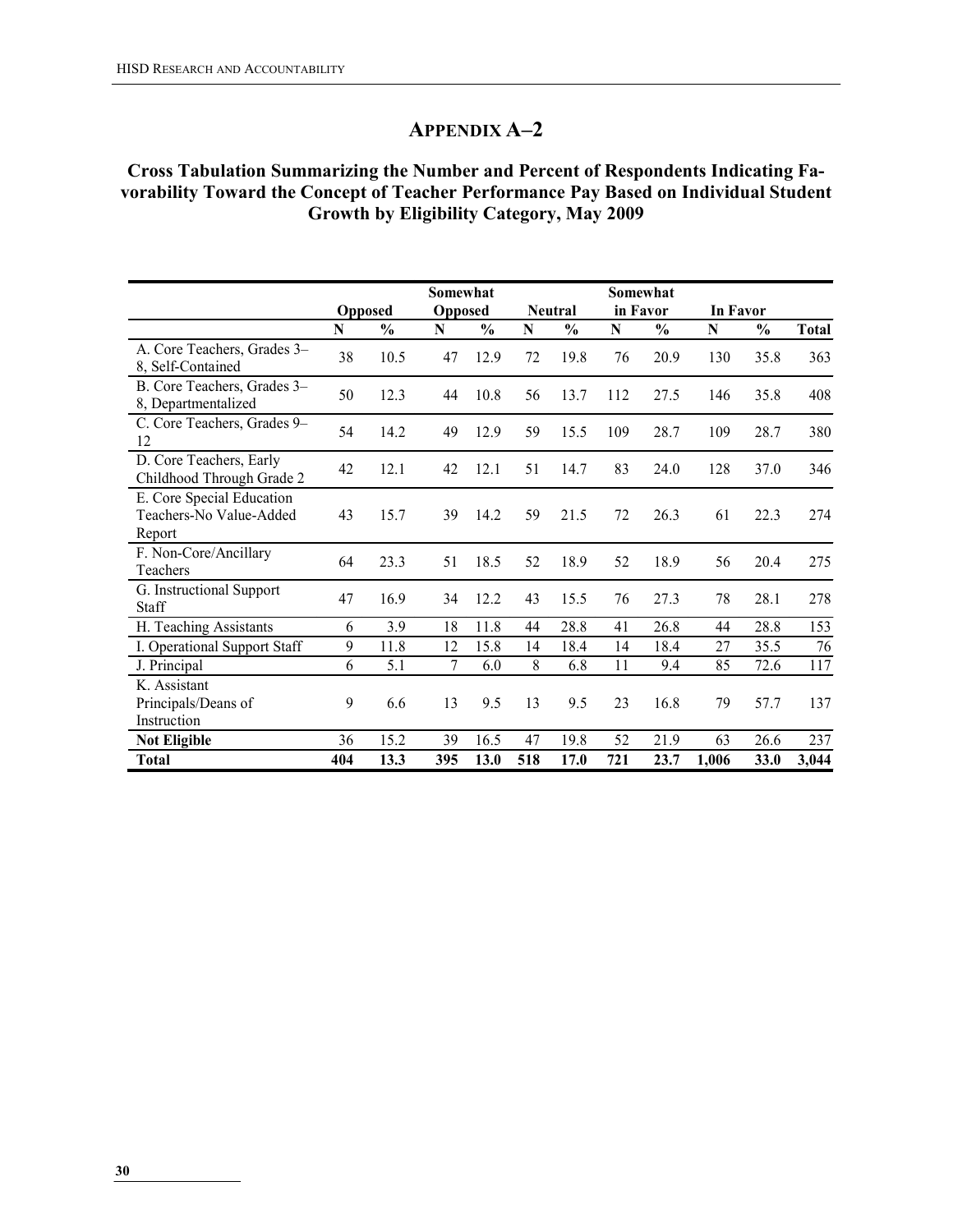## APPENDIX A–2

### Cross Tabulation Summarizing the Number and Percent of Respondents Indicating Favorability Toward the Concept of Teacher Performance Pay Based on Individual Student Growth by Eligibility Category, May 2009

| | Opposed | | Somewhat Opposed | | Neutral | | Somewhat in Favor | | In Favor | | |
|---|---|---|---|---|---|---|---|---|---|---|---|
| | N | % | N | % | N | % | N | % | N | % | Total |
| A. Core Teachers, Grades 3–8, Self-Contained | 38 | 10.5 | 47 | 12.9 | 72 | 19.8 | 76 | 20.9 | 130 | 35.8 | 363 |
| B. Core Teachers, Grades 3–8, Departmentalized | 50 | 12.3 | 44 | 10.8 | 56 | 13.7 | 112 | 27.5 | 146 | 35.8 | 408 |
| C. Core Teachers, Grades 9–12 | 54 | 14.2 | 49 | 12.9 | 59 | 15.5 | 109 | 28.7 | 109 | 28.7 | 380 |
| D. Core Teachers, Early Childhood Through Grade 2 | 42 | 12.1 | 42 | 12.1 | 51 | 14.7 | 83 | 24.0 | 128 | 37.0 | 346 |
| E. Core Special Education Teachers-No Value-Added Report | 43 | 15.7 | 39 | 14.2 | 59 | 21.5 | 72 | 26.3 | 61 | 22.3 | 274 |
| F. Non-Core/Ancillary Teachers | 64 | 23.3 | 51 | 18.5 | 52 | 18.9 | 52 | 18.9 | 56 | 20.4 | 275 |
| G. Instructional Support Staff | 47 | 16.9 | 34 | 12.2 | 43 | 15.5 | 76 | 27.3 | 78 | 28.1 | 278 |
| H. Teaching Assistants | 6 | 3.9 | 18 | 11.8 | 44 | 28.8 | 41 | 26.8 | 44 | 28.8 | 153 |
| I. Operational Support Staff | 9 | 11.8 | 12 | 15.8 | 14 | 18.4 | 14 | 18.4 | 27 | 35.5 | 76 |
| J. Principal | 6 | 5.1 | 7 | 6.0 | 8 | 6.8 | 11 | 9.4 | 85 | 72.6 | 117 |
| K. Assistant Principals/Deans of Instruction | 9 | 6.6 | 13 | 9.5 | 13 | 9.5 | 23 | 16.8 | 79 | 57.7 | 137 |
| **Not Eligible** | 36 | 15.2 | 39 | 16.5 | 47 | 19.8 | 52 | 21.9 | 63 | 26.6 | 237 |
| **Total** | **404** | **13.3** | **395** | **13.0** | **518** | **17.0** | **721** | **23.7** | **1,006** | **33.0** | **3,044** |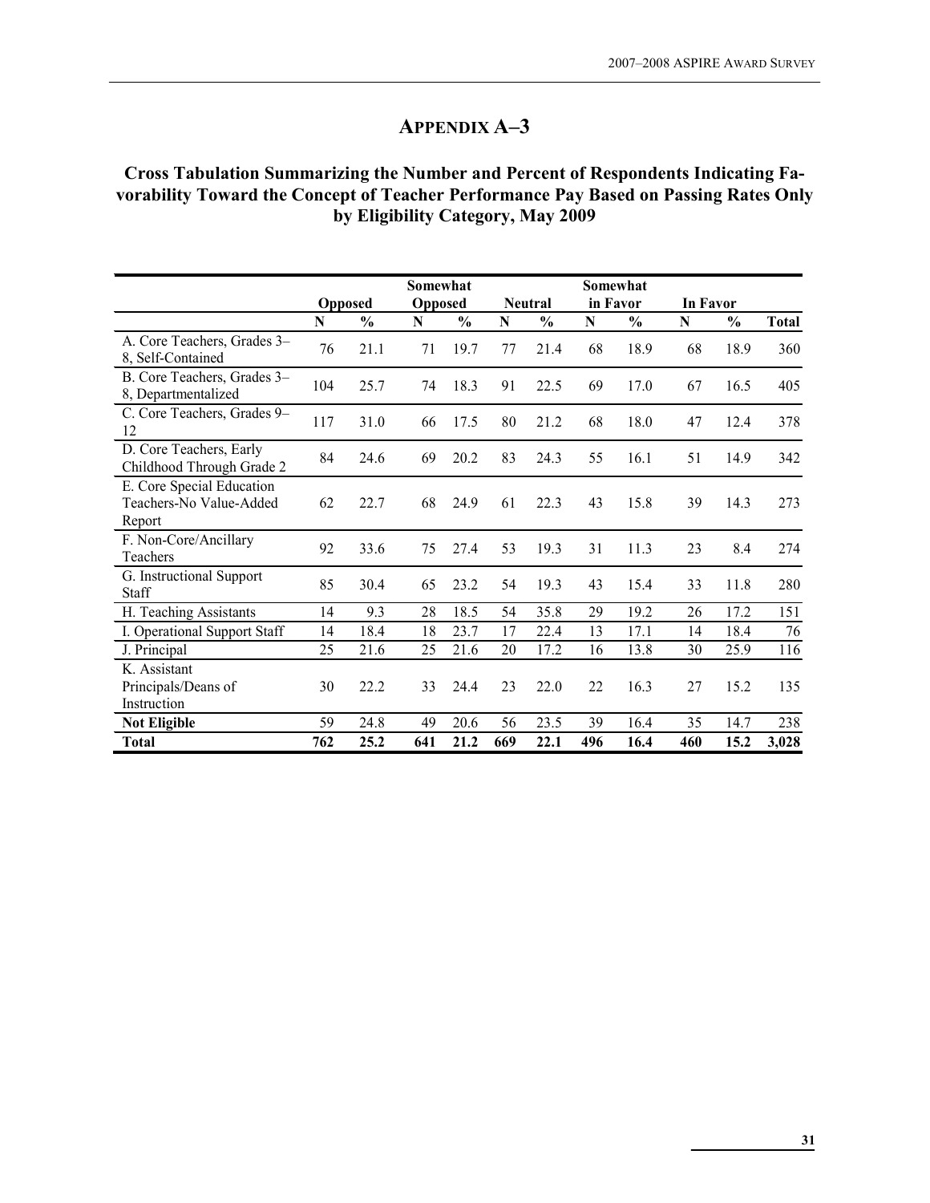# APPENDIX A–3

## Cross Tabulation Summarizing the Number and Percent of Respondents Indicating Favorability Toward the Concept of Teacher Performance Pay Based on Passing Rates Only by Eligibility Category, May 2009

| | Opposed | | Somewhat Opposed | | Neutral | | Somewhat in Favor | | In Favor | | |
|---|---|---|---|---|---|---|---|---|---|---|---|
| | N | % | N | % | N | % | N | % | N | % | Total |
| A. Core Teachers, Grades 3–8, Self-Contained | 76 | 21.1 | 71 | 19.7 | 77 | 21.4 | 68 | 18.9 | 68 | 18.9 | 360 |
| B. Core Teachers, Grades 3–8, Departmentalized | 104 | 25.7 | 74 | 18.3 | 91 | 22.5 | 69 | 17.0 | 67 | 16.5 | 405 |
| C. Core Teachers, Grades 9–12 | 117 | 31.0 | 66 | 17.5 | 80 | 21.2 | 68 | 18.0 | 47 | 12.4 | 378 |
| D. Core Teachers, Early Childhood Through Grade 2 | 84 | 24.6 | 69 | 20.2 | 83 | 24.3 | 55 | 16.1 | 51 | 14.9 | 342 |
| E. Core Special Education Teachers-No Value-Added Report | 62 | 22.7 | 68 | 24.9 | 61 | 22.3 | 43 | 15.8 | 39 | 14.3 | 273 |
| F. Non-Core/Ancillary Teachers | 92 | 33.6 | 75 | 27.4 | 53 | 19.3 | 31 | 11.3 | 23 | 8.4 | 274 |
| G. Instructional Support Staff | 85 | 30.4 | 65 | 23.2 | 54 | 19.3 | 43 | 15.4 | 33 | 11.8 | 280 |
| H. Teaching Assistants | 14 | 9.3 | 28 | 18.5 | 54 | 35.8 | 29 | 19.2 | 26 | 17.2 | 151 |
| I. Operational Support Staff | 14 | 18.4 | 18 | 23.7 | 17 | 22.4 | 13 | 17.1 | 14 | 18.4 | 76 |
| J. Principal | 25 | 21.6 | 25 | 21.6 | 20 | 17.2 | 16 | 13.8 | 30 | 25.9 | 116 |
| K. Assistant Principals/Deans of Instruction | 30 | 22.2 | 33 | 24.4 | 23 | 22.0 | 22 | 16.3 | 27 | 15.2 | 135 |
| **Not Eligible** | 59 | 24.8 | 49 | 20.6 | 56 | 23.5 | 39 | 16.4 | 35 | 14.7 | 238 |
| **Total** | **762** | **25.2** | **641** | **21.2** | **669** | **22.1** | **496** | **16.4** | **460** | **15.2** | **3,028** |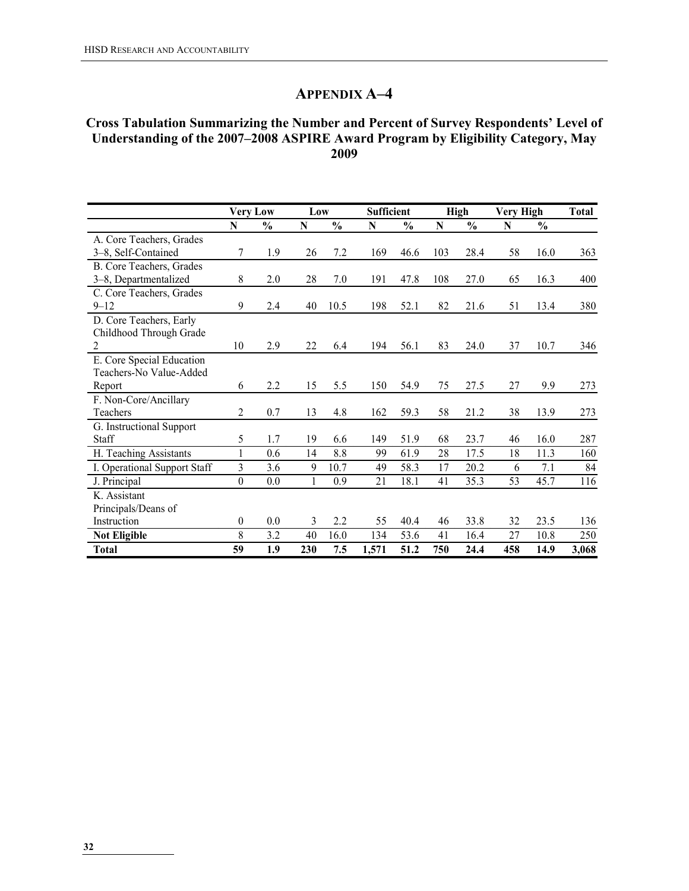## APPENDIX A–4

### Cross Tabulation Summarizing the Number and Percent of Survey Respondents' Level of Understanding of the 2007–2008 ASPIRE Award Program by Eligibility Category, May 2009

| | Very Low | | Low | | Sufficient | | High | | Very High | | Total |
|---|---|---|---|---|---|---|---|---|---|---|---|
| | N | % | N | % | N | % | N | % | N | % | |
| A. Core Teachers, Grades 3–8, Self-Contained | 7 | 1.9 | 26 | 7.2 | 169 | 46.6 | 103 | 28.4 | 58 | 16.0 | 363 |
| B. Core Teachers, Grades 3–8, Departmentalized | 8 | 2.0 | 28 | 7.0 | 191 | 47.8 | 108 | 27.0 | 65 | 16.3 | 400 |
| C. Core Teachers, Grades 9–12 | 9 | 2.4 | 40 | 10.5 | 198 | 52.1 | 82 | 21.6 | 51 | 13.4 | 380 |
| D. Core Teachers, Early Childhood Through Grade 2 | 10 | 2.9 | 22 | 6.4 | 194 | 56.1 | 83 | 24.0 | 37 | 10.7 | 346 |
| E. Core Special Education Teachers-No Value-Added Report | 6 | 2.2 | 15 | 5.5 | 150 | 54.9 | 75 | 27.5 | 27 | 9.9 | 273 |
| F. Non-Core/Ancillary Teachers | 2 | 0.7 | 13 | 4.8 | 162 | 59.3 | 58 | 21.2 | 38 | 13.9 | 273 |
| G. Instructional Support Staff | 5 | 1.7 | 19 | 6.6 | 149 | 51.9 | 68 | 23.7 | 46 | 16.0 | 287 |
| H. Teaching Assistants | 1 | 0.6 | 14 | 8.8 | 99 | 61.9 | 28 | 17.5 | 18 | 11.3 | 160 |
| I. Operational Support Staff | 3 | 3.6 | 9 | 10.7 | 49 | 58.3 | 17 | 20.2 | 6 | 7.1 | 84 |
| J. Principal | 0 | 0.0 | 1 | 0.9 | 21 | 18.1 | 41 | 35.3 | 53 | 45.7 | 116 |
| K. Assistant Principals/Deans of Instruction | 0 | 0.0 | 3 | 2.2 | 55 | 40.4 | 46 | 33.8 | 32 | 23.5 | 136 |
| **Not Eligible** | 8 | 3.2 | 40 | 16.0 | 134 | 53.6 | 41 | 16.4 | 27 | 10.8 | 250 |
| **Total** | **59** | **1.9** | **230** | **7.5** | **1,571** | **51.2** | **750** | **24.4** | **458** | **14.9** | **3,068** |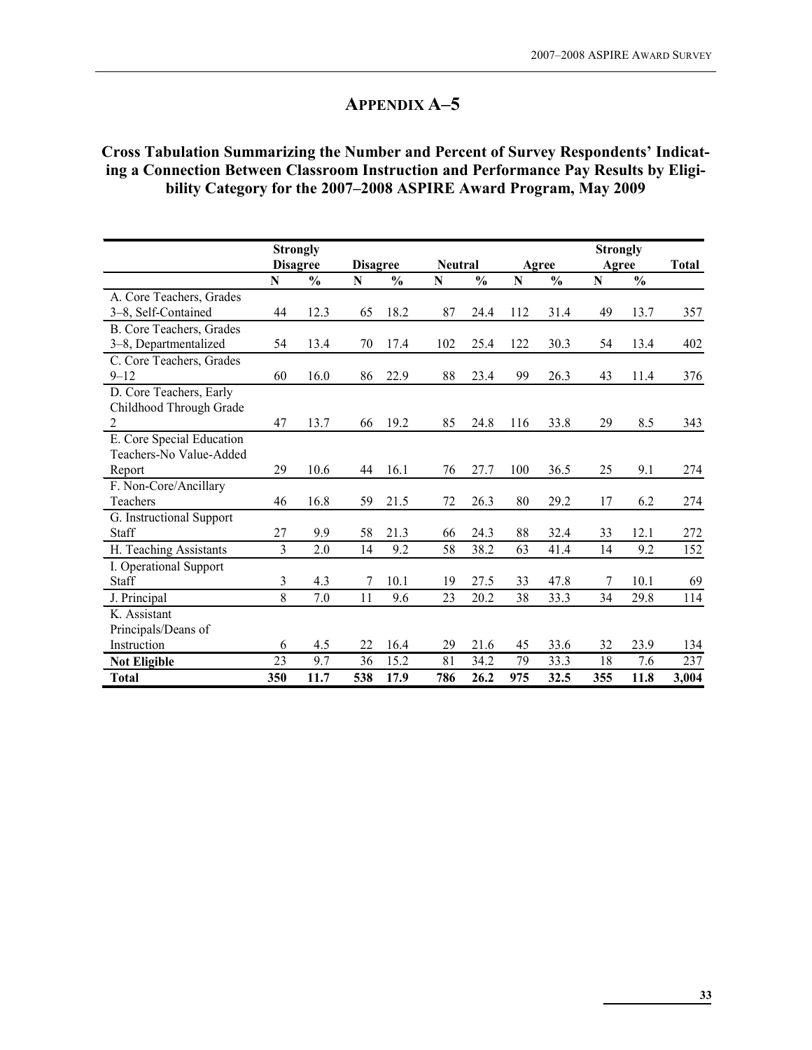# APPENDIX A–5

### Cross Tabulation Summarizing the Number and Percent of Survey Respondents' Indicating a Connection Between Classroom Instruction and Performance Pay Results by Eligibility Category for the 2007–2008 ASPIRE Award Program, May 2009

| | Strongly Disagree | | Disagree | | Neutral | | Agree | | Strongly Agree | | Total |
|---|---|---|---|---|---|---|---|---|---|---|---|
| | N | % | N | % | N | % | N | % | N | % | |
| A. Core Teachers, Grades 3–8, Self-Contained | 44 | 12.3 | 65 | 18.2 | 87 | 24.4 | 112 | 31.4 | 49 | 13.7 | 357 |
| B. Core Teachers, Grades 3–8, Departmentalized | 54 | 13.4 | 70 | 17.4 | 102 | 25.4 | 122 | 30.3 | 54 | 13.4 | 402 |
| C. Core Teachers, Grades 9–12 | 60 | 16.0 | 86 | 22.9 | 88 | 23.4 | 99 | 26.3 | 43 | 11.4 | 376 |
| D. Core Teachers, Early Childhood Through Grade 2 | 47 | 13.7 | 66 | 19.2 | 85 | 24.8 | 116 | 33.8 | 29 | 8.5 | 343 |
| E. Core Special Education Teachers-No Value-Added Report | 29 | 10.6 | 44 | 16.1 | 76 | 27.7 | 100 | 36.5 | 25 | 9.1 | 274 |
| F. Non-Core/Ancillary Teachers | 46 | 16.8 | 59 | 21.5 | 72 | 26.3 | 80 | 29.2 | 17 | 6.2 | 274 |
| G. Instructional Support Staff | 27 | 9.9 | 58 | 21.3 | 66 | 24.3 | 88 | 32.4 | 33 | 12.1 | 272 |
| H. Teaching Assistants | 3 | 2.0 | 14 | 9.2 | 58 | 38.2 | 63 | 41.4 | 14 | 9.2 | 152 |
| I. Operational Support Staff | 3 | 4.3 | 7 | 10.1 | 19 | 27.5 | 33 | 47.8 | 7 | 10.1 | 69 |
| J. Principal | 8 | 7.0 | 11 | 9.6 | 23 | 20.2 | 38 | 33.3 | 34 | 29.8 | 114 |
| K. Assistant Principals/Deans of Instruction | 6 | 4.5 | 22 | 16.4 | 29 | 21.6 | 45 | 33.6 | 32 | 23.9 | 134 |
| **Not Eligible** | 23 | 9.7 | 36 | 15.2 | 81 | 34.2 | 79 | 33.3 | 18 | 7.6 | 237 |
| **Total** | **350** | **11.7** | **538** | **17.9** | **786** | **26.2** | **975** | **32.5** | **355** | **11.8** | **3,004** |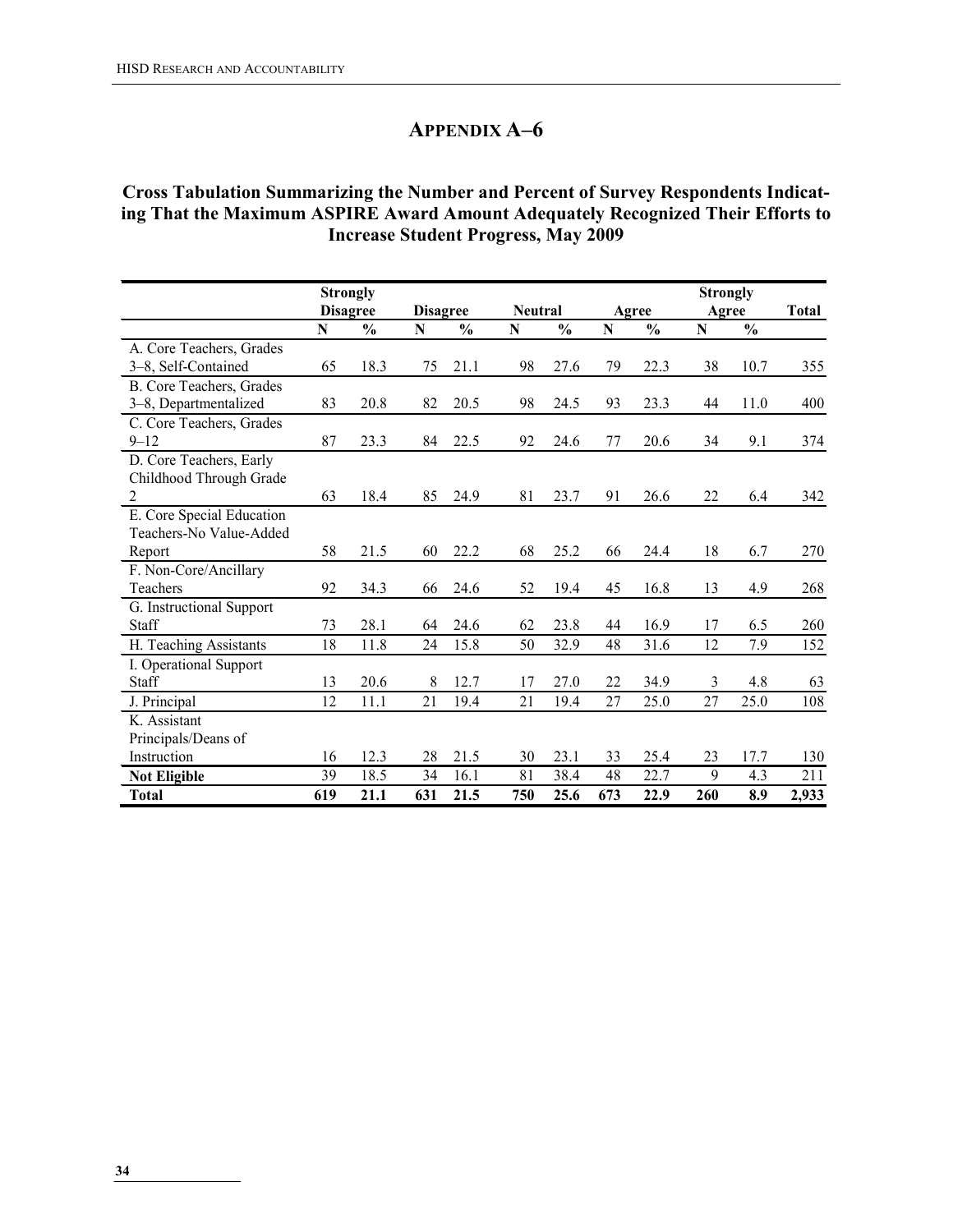## APPENDIX A–6

### Cross Tabulation Summarizing the Number and Percent of Survey Respondents Indicating That the Maximum ASPIRE Award Amount Adequately Recognized Their Efforts to Increase Student Progress, May 2009

| | Strongly Disagree | | Disagree | | Neutral | | Agree | | Strongly Agree | | Total |
|---|---|---|---|---|---|---|---|---|---|---|---|
| | N | % | N | % | N | % | N | % | N | % | |
| A. Core Teachers, Grades 3–8, Self-Contained | 65 | 18.3 | 75 | 21.1 | 98 | 27.6 | 79 | 22.3 | 38 | 10.7 | 355 |
| B. Core Teachers, Grades 3–8, Departmentalized | 83 | 20.8 | 82 | 20.5 | 98 | 24.5 | 93 | 23.3 | 44 | 11.0 | 400 |
| C. Core Teachers, Grades 9–12 | 87 | 23.3 | 84 | 22.5 | 92 | 24.6 | 77 | 20.6 | 34 | 9.1 | 374 |
| D. Core Teachers, Early Childhood Through Grade 2 | 63 | 18.4 | 85 | 24.9 | 81 | 23.7 | 91 | 26.6 | 22 | 6.4 | 342 |
| E. Core Special Education Teachers-No Value-Added Report | 58 | 21.5 | 60 | 22.2 | 68 | 25.2 | 66 | 24.4 | 18 | 6.7 | 270 |
| F. Non-Core/Ancillary Teachers | 92 | 34.3 | 66 | 24.6 | 52 | 19.4 | 45 | 16.8 | 13 | 4.9 | 268 |
| G. Instructional Support Staff | 73 | 28.1 | 64 | 24.6 | 62 | 23.8 | 44 | 16.9 | 17 | 6.5 | 260 |
| H. Teaching Assistants | 18 | 11.8 | 24 | 15.8 | 50 | 32.9 | 48 | 31.6 | 12 | 7.9 | 152 |
| I. Operational Support Staff | 13 | 20.6 | 8 | 12.7 | 17 | 27.0 | 22 | 34.9 | 3 | 4.8 | 63 |
| J. Principal | 12 | 11.1 | 21 | 19.4 | 21 | 19.4 | 27 | 25.0 | 27 | 25.0 | 108 |
| K. Assistant Principals/Deans of Instruction | 16 | 12.3 | 28 | 21.5 | 30 | 23.1 | 33 | 25.4 | 23 | 17.7 | 130 |
| **Not Eligible** | 39 | 18.5 | 34 | 16.1 | 81 | 38.4 | 48 | 22.7 | 9 | 4.3 | 211 |
| **Total** | **619** | **21.1** | **631** | **21.5** | **750** | **25.6** | **673** | **22.9** | **260** | **8.9** | **2,933** |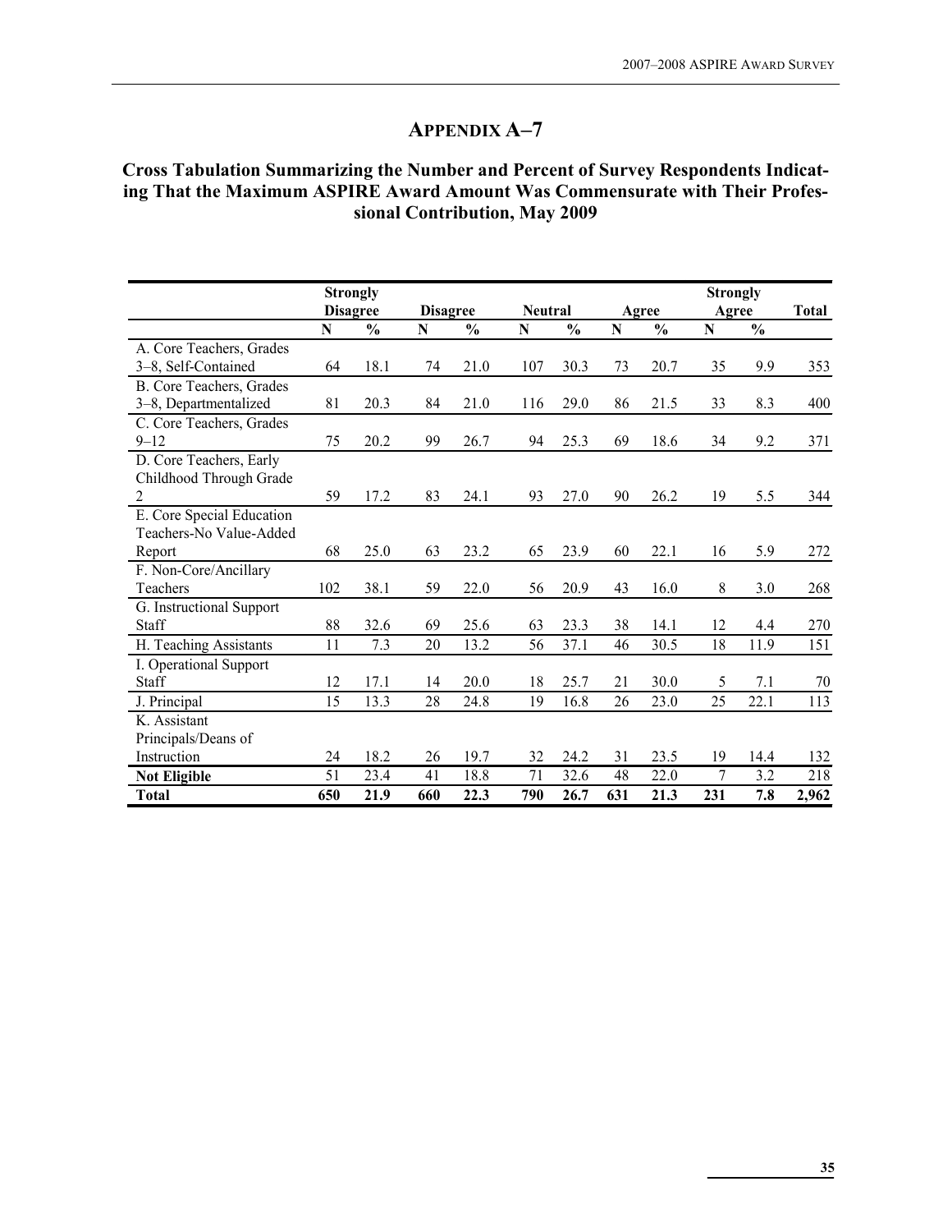# APPENDIX A–7

### Cross Tabulation Summarizing the Number and Percent of Survey Respondents Indicating That the Maximum ASPIRE Award Amount Was Commensurate with Their Professional Contribution, May 2009

| | Strongly Disagree | | Disagree | | Neutral | | Agree | | Strongly Agree | | Total |
|---|---|---|---|---|---|---|---|---|---|---|---|
| | N | % | N | % | N | % | N | % | N | % | |
| A. Core Teachers, Grades 3–8, Self-Contained | 64 | 18.1 | 74 | 21.0 | 107 | 30.3 | 73 | 20.7 | 35 | 9.9 | 353 |
| B. Core Teachers, Grades 3–8, Departmentalized | 81 | 20.3 | 84 | 21.0 | 116 | 29.0 | 86 | 21.5 | 33 | 8.3 | 400 |
| C. Core Teachers, Grades 9–12 | 75 | 20.2 | 99 | 26.7 | 94 | 25.3 | 69 | 18.6 | 34 | 9.2 | 371 |
| D. Core Teachers, Early Childhood Through Grade 2 | 59 | 17.2 | 83 | 24.1 | 93 | 27.0 | 90 | 26.2 | 19 | 5.5 | 344 |
| E. Core Special Education Teachers-No Value-Added Report | 68 | 25.0 | 63 | 23.2 | 65 | 23.9 | 60 | 22.1 | 16 | 5.9 | 272 |
| F. Non-Core/Ancillary Teachers | 102 | 38.1 | 59 | 22.0 | 56 | 20.9 | 43 | 16.0 | 8 | 3.0 | 268 |
| G. Instructional Support Staff | 88 | 32.6 | 69 | 25.6 | 63 | 23.3 | 38 | 14.1 | 12 | 4.4 | 270 |
| H. Teaching Assistants | 11 | 7.3 | 20 | 13.2 | 56 | 37.1 | 46 | 30.5 | 18 | 11.9 | 151 |
| I. Operational Support Staff | 12 | 17.1 | 14 | 20.0 | 18 | 25.7 | 21 | 30.0 | 5 | 7.1 | 70 |
| J. Principal | 15 | 13.3 | 28 | 24.8 | 19 | 16.8 | 26 | 23.0 | 25 | 22.1 | 113 |
| K. Assistant Principals/Deans of Instruction | 24 | 18.2 | 26 | 19.7 | 32 | 24.2 | 31 | 23.5 | 19 | 14.4 | 132 |
| **Not Eligible** | 51 | 23.4 | 41 | 18.8 | 71 | 32.6 | 48 | 22.0 | 7 | 3.2 | 218 |
| **Total** | **650** | **21.9** | **660** | **22.3** | **790** | **26.7** | **631** | **21.3** | **231** | **7.8** | **2,962** |